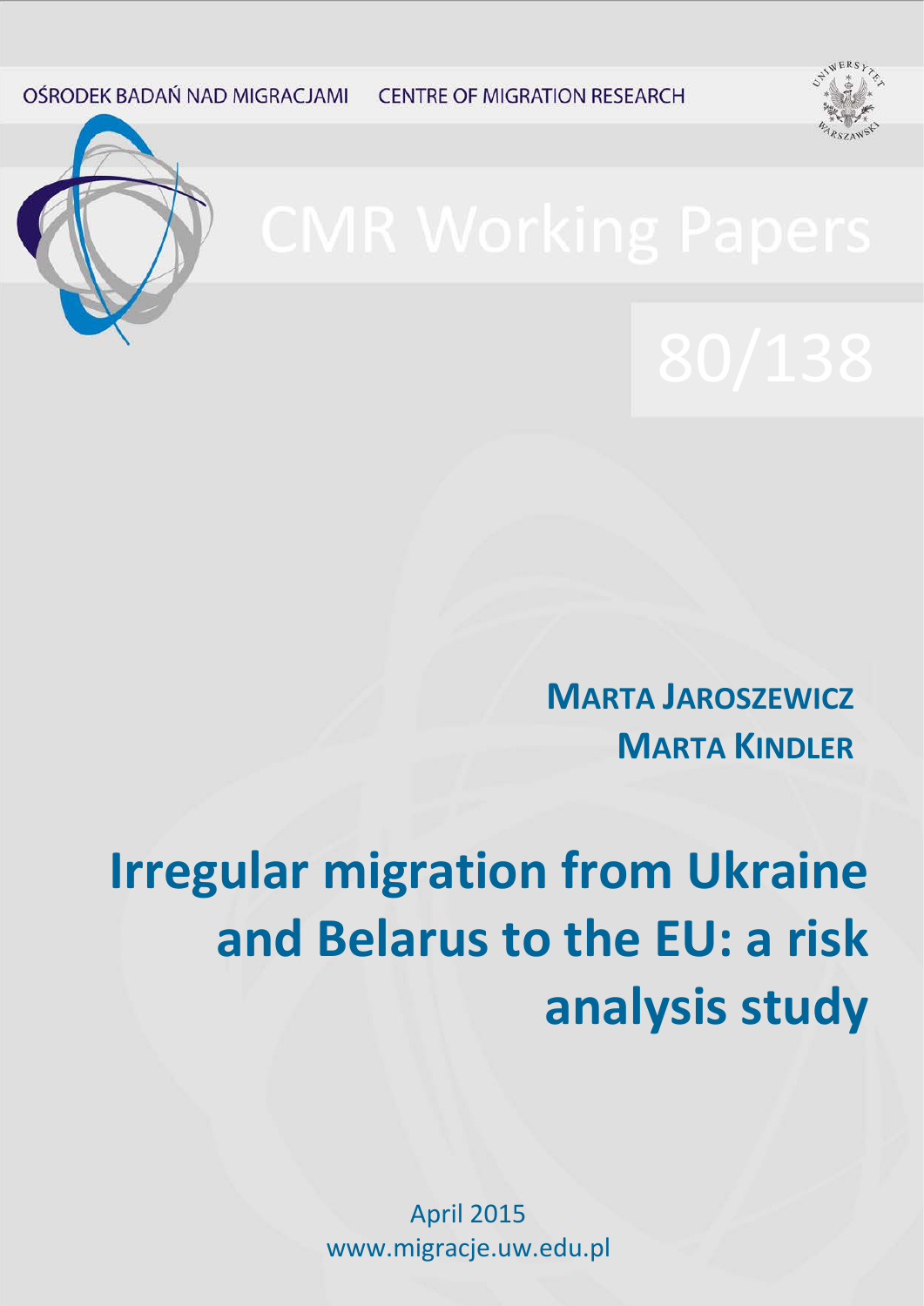OŚRODEK BADAŃ NAD MIGRACJAMI CENTRE OF MIGRATION RESEARCH

CMR Working Papers

80/138

**MARTA JAROSZEWICZ**
**MARTA KINDLER**

# Irregular migration from Ukraine and Belarus to the EU: a risk analysis study

April 2015
www.migracje.uw.edu.pl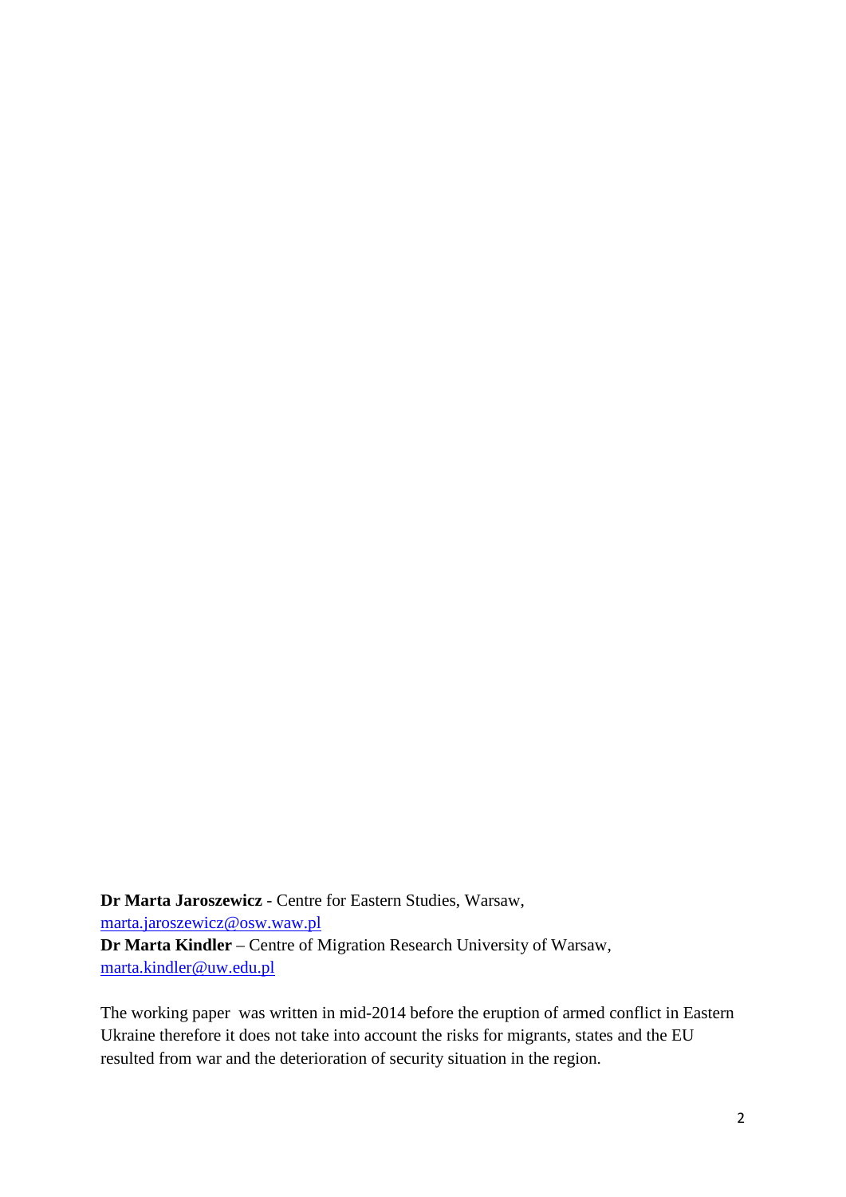**Dr Marta Jaroszewicz** - Centre for Eastern Studies, Warsaw, marta.jaroszewicz@osw.waw.pl

**Dr Marta Kindler** – Centre of Migration Research University of Warsaw, marta.kindler@uw.edu.pl

The working paper was written in mid-2014 before the eruption of armed conflict in Eastern Ukraine therefore it does not take into account the risks for migrants, states and the EU resulted from war and the deterioration of security situation in the region.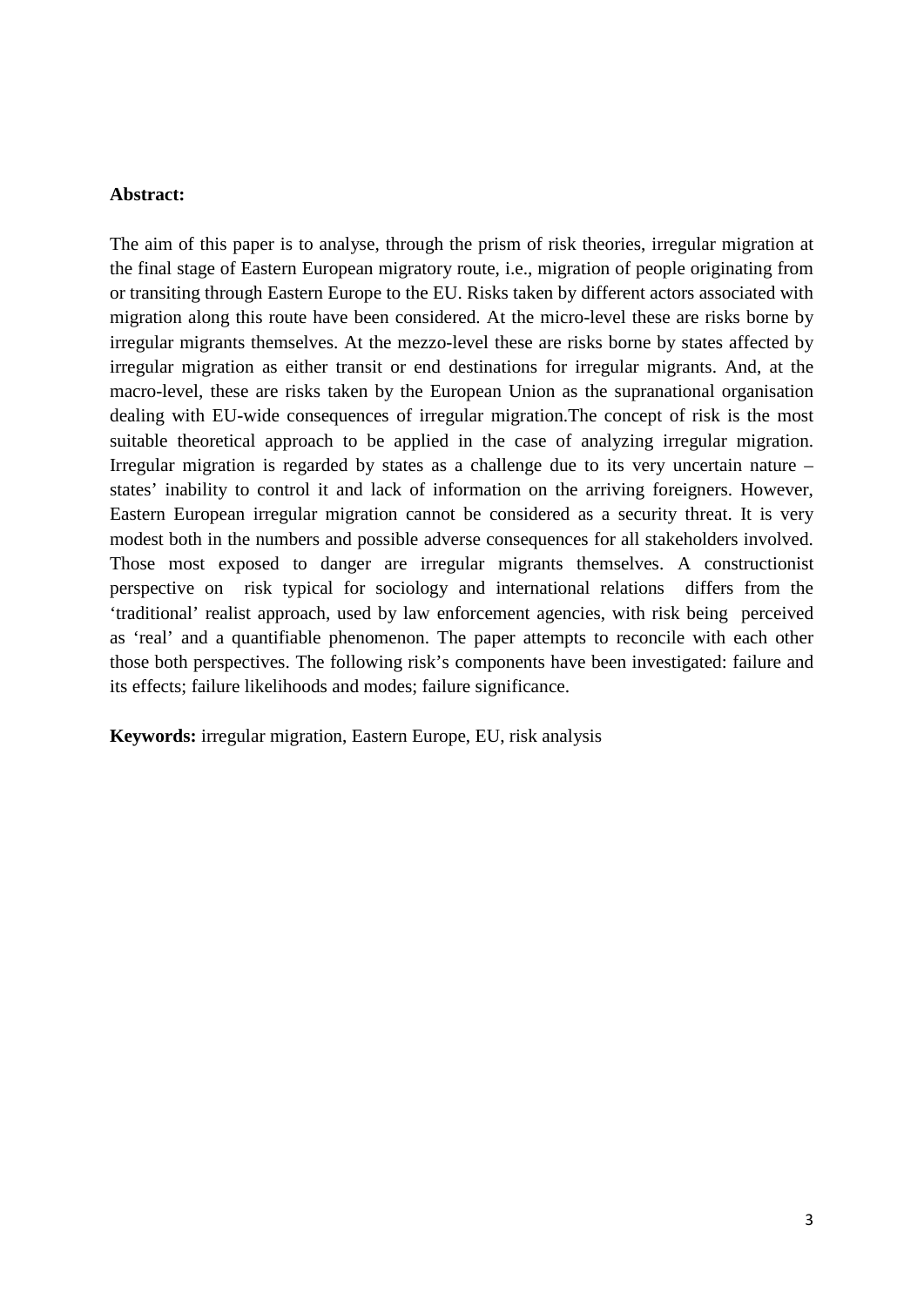**Abstract:**

The aim of this paper is to analyse, through the prism of risk theories, irregular migration at the final stage of Eastern European migratory route, i.e., migration of people originating from or transiting through Eastern Europe to the EU. Risks taken by different actors associated with migration along this route have been considered. At the micro-level these are risks borne by irregular migrants themselves. At the mezzo-level these are risks borne by states affected by irregular migration as either transit or end destinations for irregular migrants. And, at the macro-level, these are risks taken by the European Union as the supranational organisation dealing with EU-wide consequences of irregular migration.The concept of risk is the most suitable theoretical approach to be applied in the case of analyzing irregular migration. Irregular migration is regarded by states as a challenge due to its very uncertain nature – states' inability to control it and lack of information on the arriving foreigners. However, Eastern European irregular migration cannot be considered as a security threat. It is very modest both in the numbers and possible adverse consequences for all stakeholders involved. Those most exposed to danger are irregular migrants themselves. A constructionist perspective on risk typical for sociology and international relations differs from the 'traditional' realist approach, used by law enforcement agencies, with risk being perceived as 'real' and a quantifiable phenomenon. The paper attempts to reconcile with each other those both perspectives. The following risk's components have been investigated: failure and its effects; failure likelihoods and modes; failure significance.

**Keywords:** irregular migration, Eastern Europe, EU, risk analysis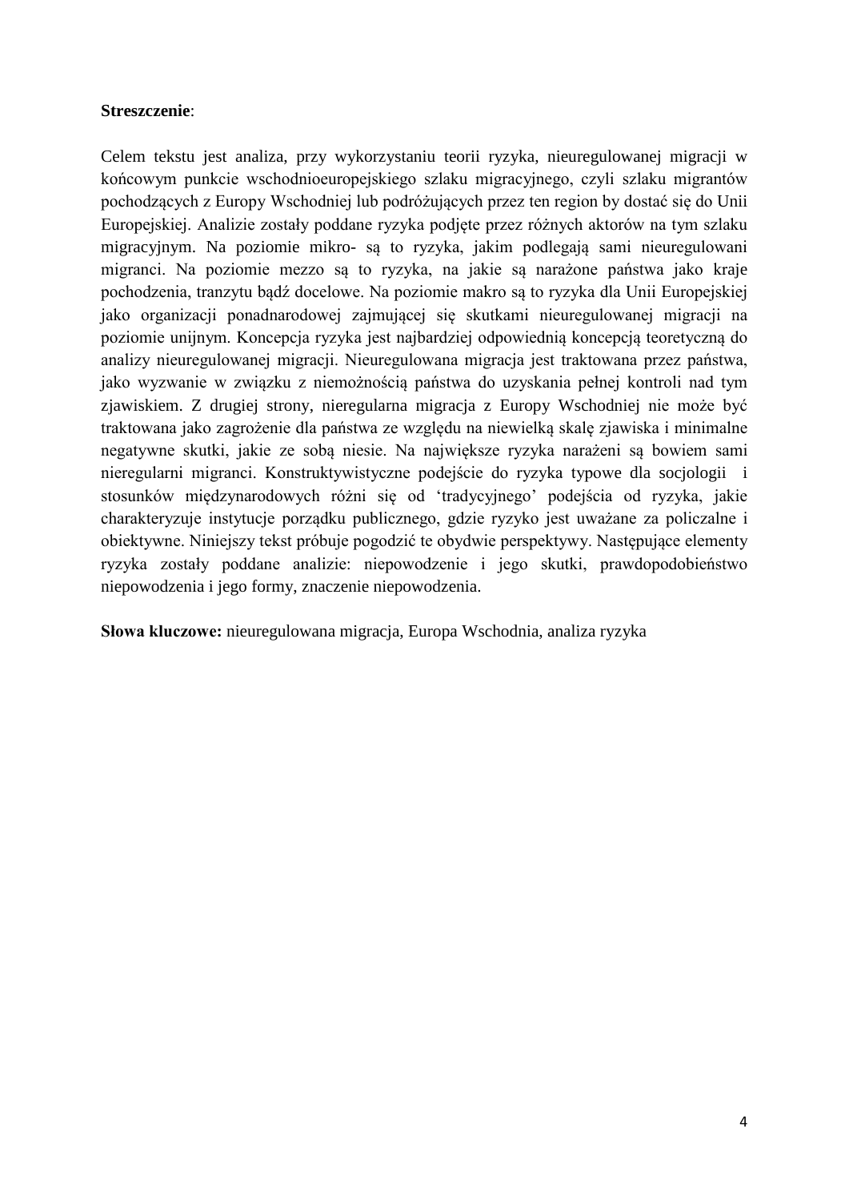**Streszczenie**:

Celem tekstu jest analiza, przy wykorzystaniu teorii ryzyka, nieuregulowanej migracji w końcowym punkcie wschodnioeuropejskiego szlaku migracyjnego, czyli szlaku migrantów pochodzących z Europy Wschodniej lub podróżujących przez ten region by dostać się do Unii Europejskiej. Analizie zostały poddane ryzyka podjęte przez różnych aktorów na tym szlaku migracyjnym. Na poziomie mikro- są to ryzyka, jakim podlegają sami nieuregulowani migranci. Na poziomie mezzo są to ryzyka, na jakie są narażone państwa jako kraje pochodzenia, tranzytu bądź docelowe. Na poziomie makro są to ryzyka dla Unii Europejskiej jako organizacji ponadnarodowej zajmującej się skutkami nieuregulowanej migracji na poziomie unijnym. Koncepcja ryzyka jest najbardziej odpowiednią koncepcją teoretyczną do analizy nieuregulowanej migracji. Nieuregulowana migracja jest traktowana przez państwa, jako wyzwanie w związku z niemożnością państwa do uzyskania pełnej kontroli nad tym zjawiskiem. Z drugiej strony, nieregularna migracja z Europy Wschodniej nie może być traktowana jako zagrożenie dla państwa ze względu na niewielką skalę zjawiska i minimalne negatywne skutki, jakie ze sobą niesie. Na największe ryzyka narażeni są bowiem sami nieregularni migranci. Konstruktywistyczne podejście do ryzyka typowe dla socjologii i stosunków międzynarodowych różni się od 'tradycyjnego' podejścia od ryzyka, jakie charakteryzuje instytucje porządku publicznego, gdzie ryzyko jest uważane za policzalne i obiektywne. Niniejszy tekst próbuje pogodzić te obydwie perspektywy. Następujące elementy ryzyka zostały poddane analizie: niepowodzenie i jego skutki, prawdopodobieństwo niepowodzenia i jego formy, znaczenie niepowodzenia.

**Słowa kluczowe:** nieuregulowana migracja, Europa Wschodnia, analiza ryzyka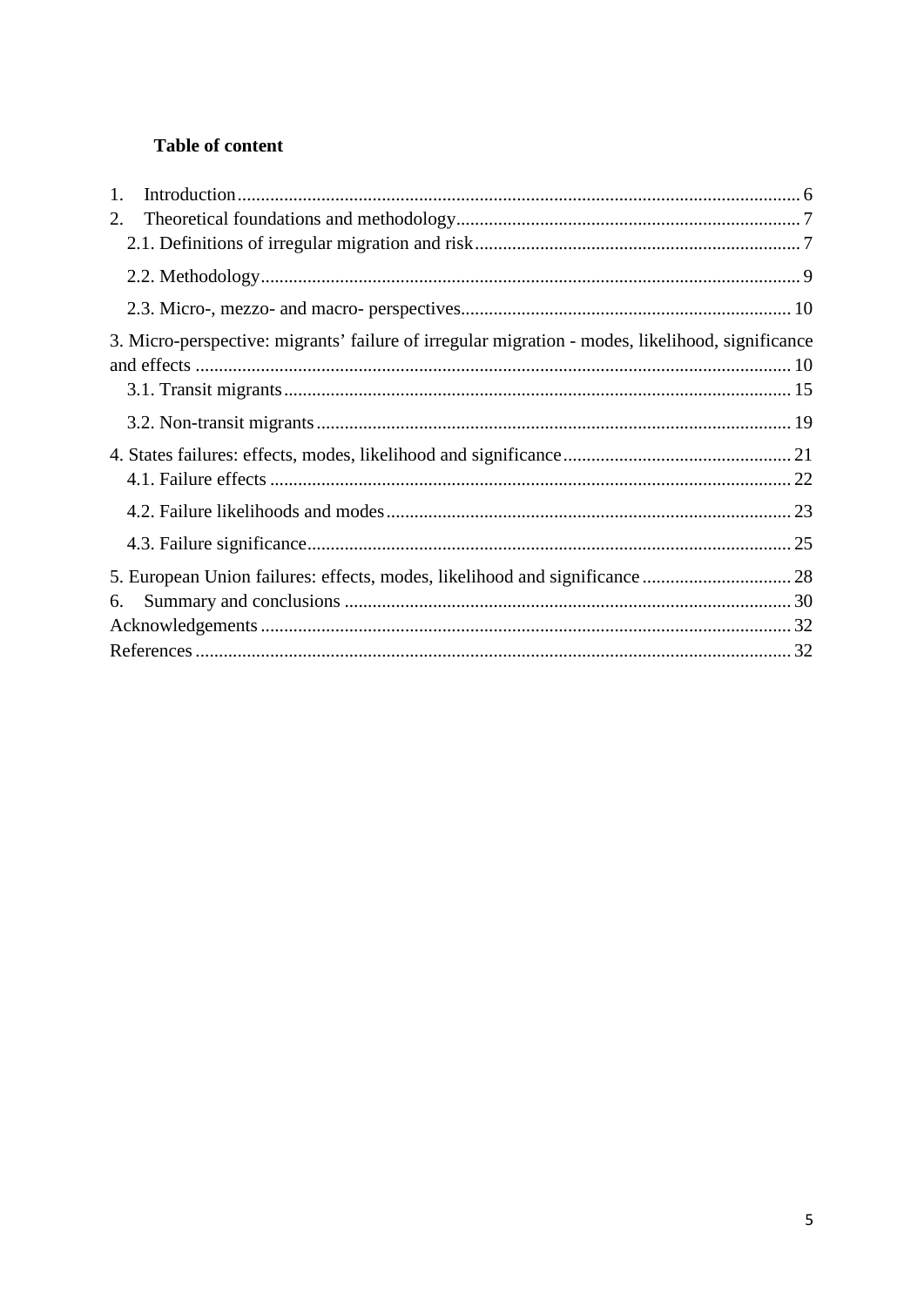**Table of content**

1. Introduction ........................................................................................................................ 6
2. Theoretical foundations and methodology .......................................................................... 7
   2.1. Definitions of irregular migration and risk ..................................................................... 7
   2.2. Methodology ................................................................................................................... 9
   2.3. Micro-, mezzo- and macro- perspectives ...................................................................... 10

3. Micro-perspective: migrants' failure of irregular migration - modes, likelihood, significance and effects ............................................................................................................................... 10
   3.1. Transit migrants ............................................................................................................ 15
   3.2. Non-transit migrants ..................................................................................................... 19

4. States failures: effects, modes, likelihood and significance ................................................. 21
   4.1. Failure effects ............................................................................................................... 22
   4.2. Failure likelihoods and modes ...................................................................................... 23
   4.3. Failure significance ....................................................................................................... 25

5. European Union failures: effects, modes, likelihood and significance ................................ 28
6. Summary and conclusions ................................................................................................ 30

Acknowledgements ................................................................................................................ 32
References .............................................................................................................................. 32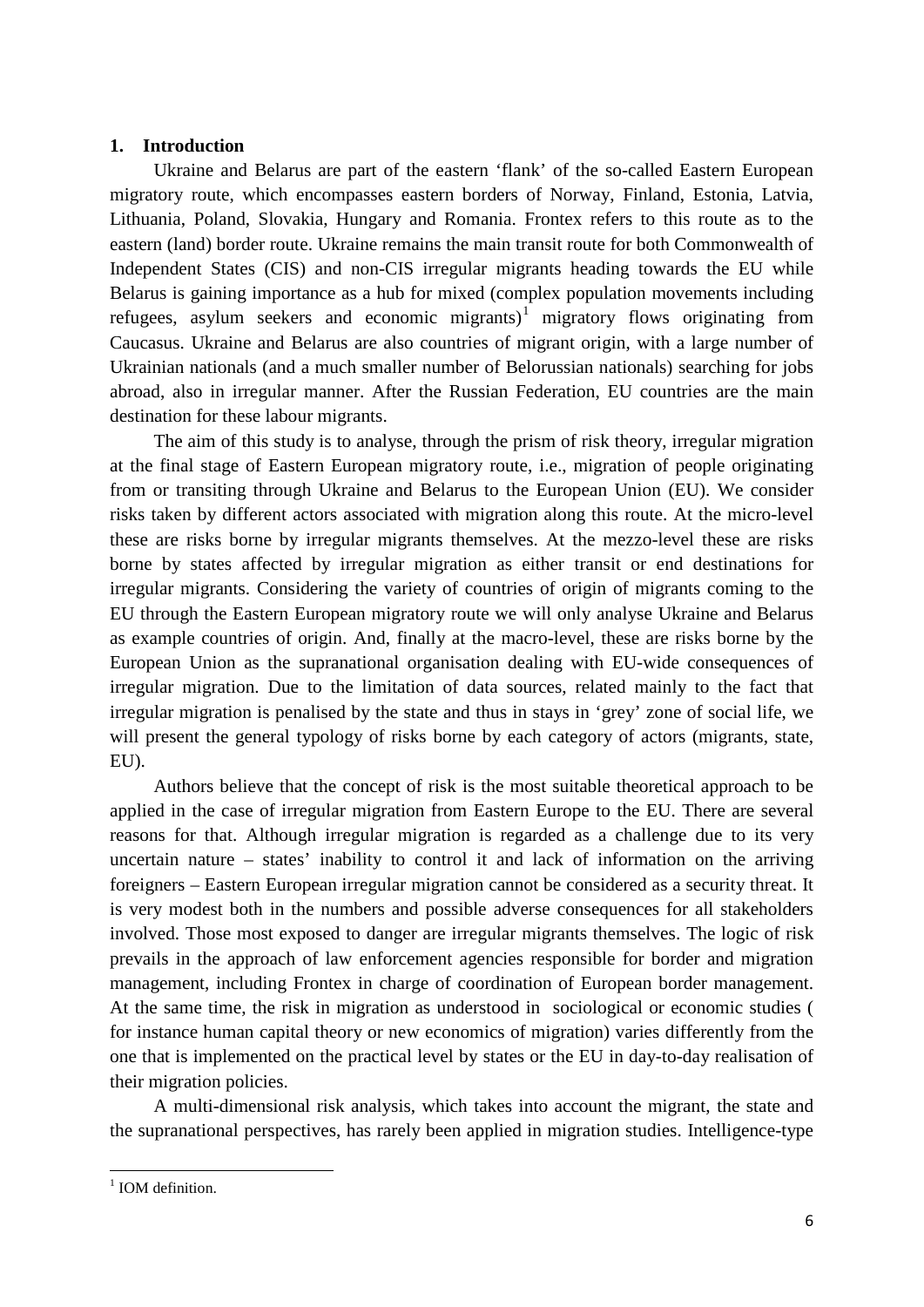## 1. Introduction

Ukraine and Belarus are part of the eastern 'flank' of the so-called Eastern European migratory route, which encompasses eastern borders of Norway, Finland, Estonia, Latvia, Lithuania, Poland, Slovakia, Hungary and Romania. Frontex refers to this route as to the eastern (land) border route. Ukraine remains the main transit route for both Commonwealth of Independent States (CIS) and non-CIS irregular migrants heading towards the EU while Belarus is gaining importance as a hub for mixed (complex population movements including refugees, asylum seekers and economic migrants)[1] migratory flows originating from Caucasus. Ukraine and Belarus are also countries of migrant origin, with a large number of Ukrainian nationals (and a much smaller number of Belorussian nationals) searching for jobs abroad, also in irregular manner. After the Russian Federation, EU countries are the main destination for these labour migrants.

The aim of this study is to analyse, through the prism of risk theory, irregular migration at the final stage of Eastern European migratory route, i.e., migration of people originating from or transiting through Ukraine and Belarus to the European Union (EU). We consider risks taken by different actors associated with migration along this route. At the micro-level these are risks borne by irregular migrants themselves. At the mezzo-level these are risks borne by states affected by irregular migration as either transit or end destinations for irregular migrants. Considering the variety of countries of origin of migrants coming to the EU through the Eastern European migratory route we will only analyse Ukraine and Belarus as example countries of origin. And, finally at the macro-level, these are risks borne by the European Union as the supranational organisation dealing with EU-wide consequences of irregular migration. Due to the limitation of data sources, related mainly to the fact that irregular migration is penalised by the state and thus in stays in 'grey' zone of social life, we will present the general typology of risks borne by each category of actors (migrants, state, EU).

Authors believe that the concept of risk is the most suitable theoretical approach to be applied in the case of irregular migration from Eastern Europe to the EU. There are several reasons for that. Although irregular migration is regarded as a challenge due to its very uncertain nature – states' inability to control it and lack of information on the arriving foreigners – Eastern European irregular migration cannot be considered as a security threat. It is very modest both in the numbers and possible adverse consequences for all stakeholders involved. Those most exposed to danger are irregular migrants themselves. The logic of risk prevails in the approach of law enforcement agencies responsible for border and migration management, including Frontex in charge of coordination of European border management. At the same time, the risk in migration as understood in sociological or economic studies ( for instance human capital theory or new economics of migration) varies differently from the one that is implemented on the practical level by states or the EU in day-to-day realisation of their migration policies.

A multi-dimensional risk analysis, which takes into account the migrant, the state and the supranational perspectives, has rarely been applied in migration studies. Intelligence-type

[1] IOM definition.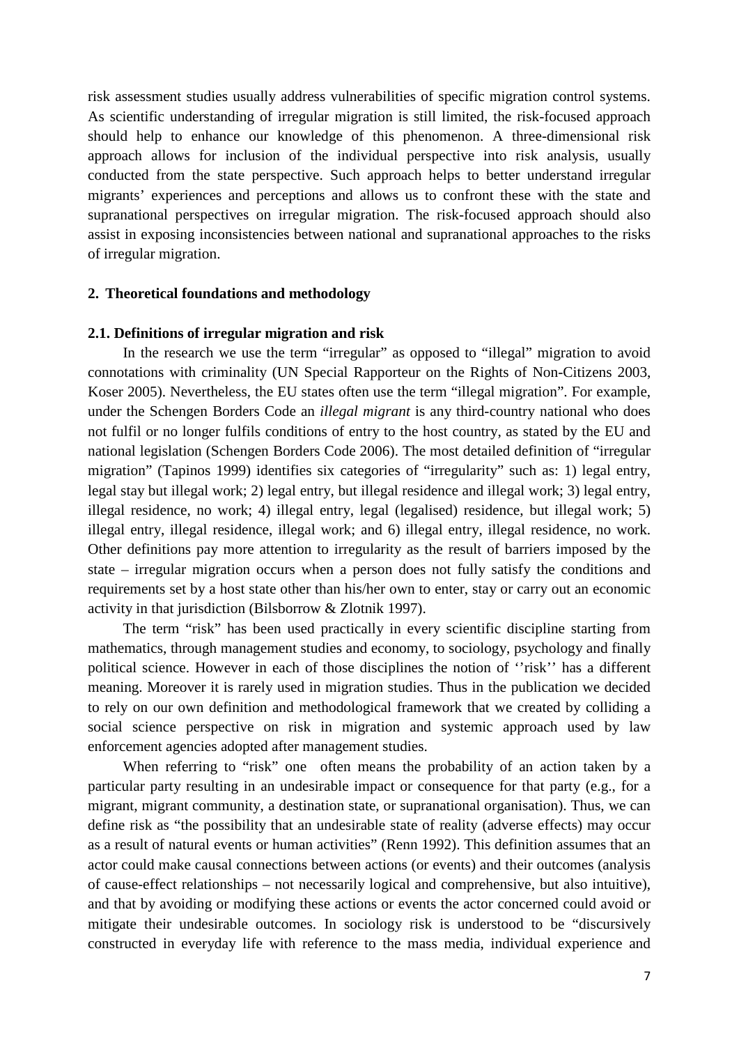risk assessment studies usually address vulnerabilities of specific migration control systems. As scientific understanding of irregular migration is still limited, the risk-focused approach should help to enhance our knowledge of this phenomenon. A three-dimensional risk approach allows for inclusion of the individual perspective into risk analysis, usually conducted from the state perspective. Such approach helps to better understand irregular migrants' experiences and perceptions and allows us to confront these with the state and supranational perspectives on irregular migration. The risk-focused approach should also assist in exposing inconsistencies between national and supranational approaches to the risks of irregular migration.

## 2. Theoretical foundations and methodology

### 2.1. Definitions of irregular migration and risk

In the research we use the term "irregular" as opposed to "illegal" migration to avoid connotations with criminality (UN Special Rapporteur on the Rights of Non-Citizens 2003, Koser 2005). Nevertheless, the EU states often use the term "illegal migration". For example, under the Schengen Borders Code an *illegal migrant* is any third-country national who does not fulfil or no longer fulfils conditions of entry to the host country, as stated by the EU and national legislation (Schengen Borders Code 2006). The most detailed definition of "irregular migration" (Tapinos 1999) identifies six categories of "irregularity" such as: 1) legal entry, legal stay but illegal work; 2) legal entry, but illegal residence and illegal work; 3) legal entry, illegal residence, no work; 4) illegal entry, legal (legalised) residence, but illegal work; 5) illegal entry, illegal residence, illegal work; and 6) illegal entry, illegal residence, no work. Other definitions pay more attention to irregularity as the result of barriers imposed by the state – irregular migration occurs when a person does not fully satisfy the conditions and requirements set by a host state other than his/her own to enter, stay or carry out an economic activity in that jurisdiction (Bilsborrow & Zlotnik 1997).

The term "risk" has been used practically in every scientific discipline starting from mathematics, through management studies and economy, to sociology, psychology and finally political science. However in each of those disciplines the notion of ''risk'' has a different meaning. Moreover it is rarely used in migration studies. Thus in the publication we decided to rely on our own definition and methodological framework that we created by colliding a social science perspective on risk in migration and systemic approach used by law enforcement agencies adopted after management studies.

When referring to "risk" one often means the probability of an action taken by a particular party resulting in an undesirable impact or consequence for that party (e.g., for a migrant, migrant community, a destination state, or supranational organisation). Thus, we can define risk as "the possibility that an undesirable state of reality (adverse effects) may occur as a result of natural events or human activities" (Renn 1992). This definition assumes that an actor could make causal connections between actions (or events) and their outcomes (analysis of cause-effect relationships – not necessarily logical and comprehensive, but also intuitive), and that by avoiding or modifying these actions or events the actor concerned could avoid or mitigate their undesirable outcomes. In sociology risk is understood to be "discursively constructed in everyday life with reference to the mass media, individual experience and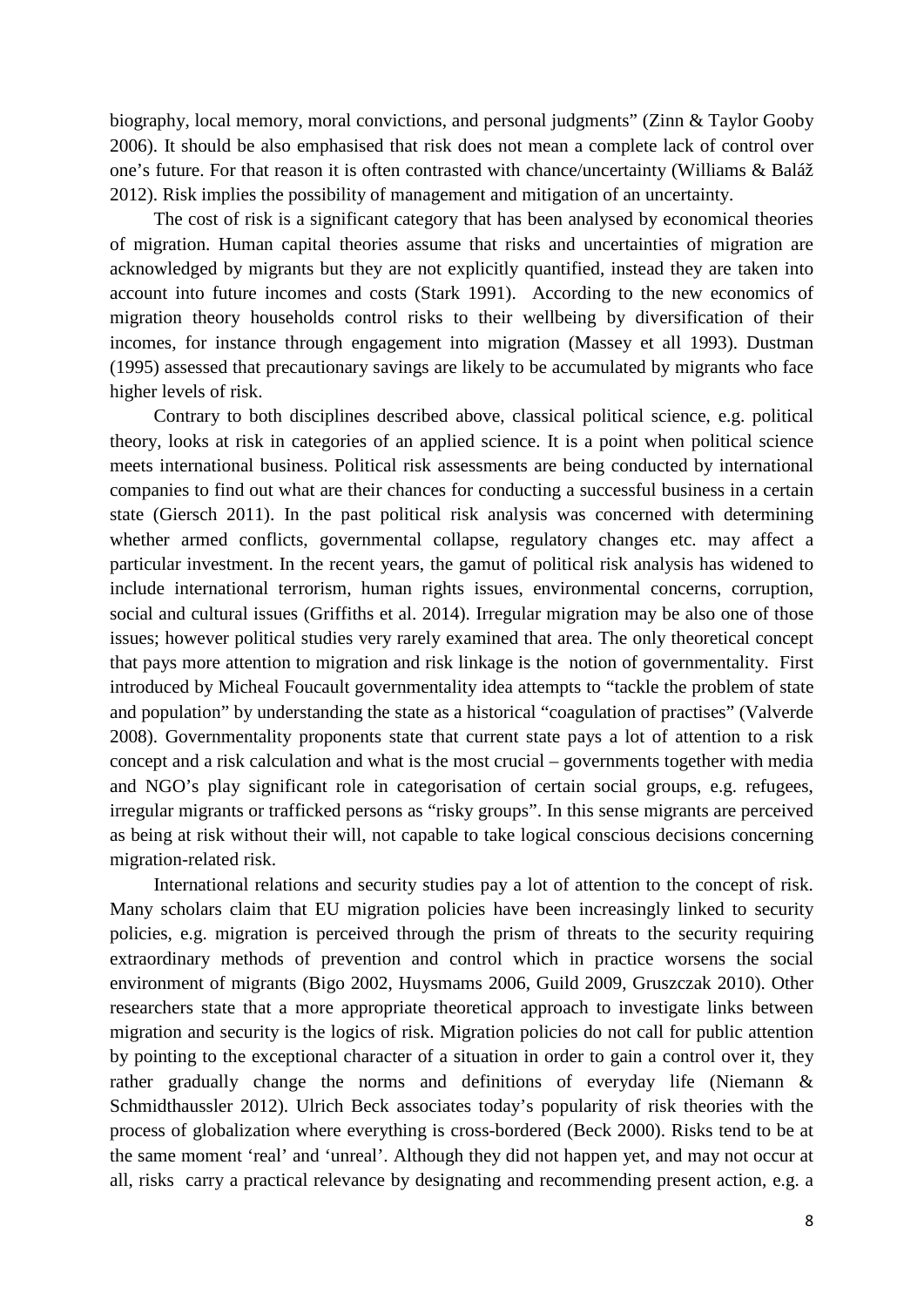biography, local memory, moral convictions, and personal judgments" (Zinn & Taylor Gooby 2006). It should be also emphasised that risk does not mean a complete lack of control over one's future. For that reason it is often contrasted with chance/uncertainty (Williams & Baláž 2012). Risk implies the possibility of management and mitigation of an uncertainty.

The cost of risk is a significant category that has been analysed by economical theories of migration. Human capital theories assume that risks and uncertainties of migration are acknowledged by migrants but they are not explicitly quantified, instead they are taken into account into future incomes and costs (Stark 1991). According to the new economics of migration theory households control risks to their wellbeing by diversification of their incomes, for instance through engagement into migration (Massey et all 1993). Dustman (1995) assessed that precautionary savings are likely to be accumulated by migrants who face higher levels of risk.

Contrary to both disciplines described above, classical political science, e.g. political theory, looks at risk in categories of an applied science. It is a point when political science meets international business. Political risk assessments are being conducted by international companies to find out what are their chances for conducting a successful business in a certain state (Giersch 2011). In the past political risk analysis was concerned with determining whether armed conflicts, governmental collapse, regulatory changes etc. may affect a particular investment. In the recent years, the gamut of political risk analysis has widened to include international terrorism, human rights issues, environmental concerns, corruption, social and cultural issues (Griffiths et al. 2014). Irregular migration may be also one of those issues; however political studies very rarely examined that area. The only theoretical concept that pays more attention to migration and risk linkage is the notion of governmentality. First introduced by Micheal Foucault governmentality idea attempts to "tackle the problem of state and population" by understanding the state as a historical "coagulation of practises" (Valverde 2008). Governmentality proponents state that current state pays a lot of attention to a risk concept and a risk calculation and what is the most crucial – governments together with media and NGO's play significant role in categorisation of certain social groups, e.g. refugees, irregular migrants or trafficked persons as "risky groups". In this sense migrants are perceived as being at risk without their will, not capable to take logical conscious decisions concerning migration-related risk.

International relations and security studies pay a lot of attention to the concept of risk. Many scholars claim that EU migration policies have been increasingly linked to security policies, e.g. migration is perceived through the prism of threats to the security requiring extraordinary methods of prevention and control which in practice worsens the social environment of migrants (Bigo 2002, Huysmams 2006, Guild 2009, Gruszczak 2010). Other researchers state that a more appropriate theoretical approach to investigate links between migration and security is the logics of risk. Migration policies do not call for public attention by pointing to the exceptional character of a situation in order to gain a control over it, they rather gradually change the norms and definitions of everyday life (Niemann & Schmidthaussler 2012). Ulrich Beck associates today's popularity of risk theories with the process of globalization where everything is cross-bordered (Beck 2000). Risks tend to be at the same moment 'real' and 'unreal'. Although they did not happen yet, and may not occur at all, risks carry a practical relevance by designating and recommending present action, e.g. a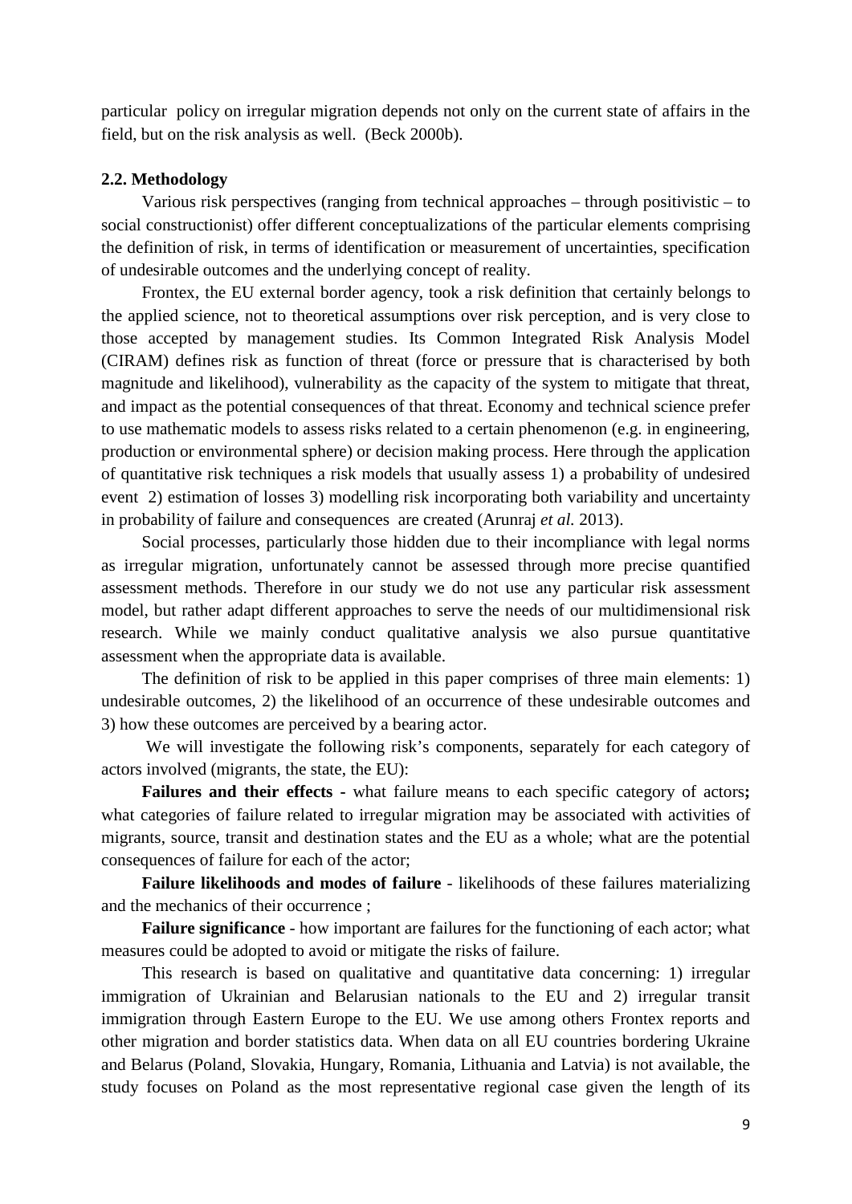particular policy on irregular migration depends not only on the current state of affairs in the field, but on the risk analysis as well. (Beck 2000b).

### 2.2. Methodology

Various risk perspectives (ranging from technical approaches – through positivistic – to social constructionist) offer different conceptualizations of the particular elements comprising the definition of risk, in terms of identification or measurement of uncertainties, specification of undesirable outcomes and the underlying concept of reality.

Frontex, the EU external border agency, took a risk definition that certainly belongs to the applied science, not to theoretical assumptions over risk perception, and is very close to those accepted by management studies. Its Common Integrated Risk Analysis Model (CIRAM) defines risk as function of threat (force or pressure that is characterised by both magnitude and likelihood), vulnerability as the capacity of the system to mitigate that threat, and impact as the potential consequences of that threat. Economy and technical science prefer to use mathematic models to assess risks related to a certain phenomenon (e.g. in engineering, production or environmental sphere) or decision making process. Here through the application of quantitative risk techniques a risk models that usually assess 1) a probability of undesired event 2) estimation of losses 3) modelling risk incorporating both variability and uncertainty in probability of failure and consequences are created (Arunraj *et al.* 2013).

Social processes, particularly those hidden due to their incompliance with legal norms as irregular migration, unfortunately cannot be assessed through more precise quantified assessment methods. Therefore in our study we do not use any particular risk assessment model, but rather adapt different approaches to serve the needs of our multidimensional risk research. While we mainly conduct qualitative analysis we also pursue quantitative assessment when the appropriate data is available.

The definition of risk to be applied in this paper comprises of three main elements: 1) undesirable outcomes, 2) the likelihood of an occurrence of these undesirable outcomes and 3) how these outcomes are perceived by a bearing actor.

We will investigate the following risk's components, separately for each category of actors involved (migrants, the state, the EU):

**Failures and their effects -** what failure means to each specific category of actors**;** what categories of failure related to irregular migration may be associated with activities of migrants, source, transit and destination states and the EU as a whole; what are the potential consequences of failure for each of the actor;

**Failure likelihoods and modes of failure** - likelihoods of these failures materializing and the mechanics of their occurrence ;

**Failure significance** - how important are failures for the functioning of each actor; what measures could be adopted to avoid or mitigate the risks of failure.

This research is based on qualitative and quantitative data concerning: 1) irregular immigration of Ukrainian and Belarusian nationals to the EU and 2) irregular transit immigration through Eastern Europe to the EU. We use among others Frontex reports and other migration and border statistics data. When data on all EU countries bordering Ukraine and Belarus (Poland, Slovakia, Hungary, Romania, Lithuania and Latvia) is not available, the study focuses on Poland as the most representative regional case given the length of its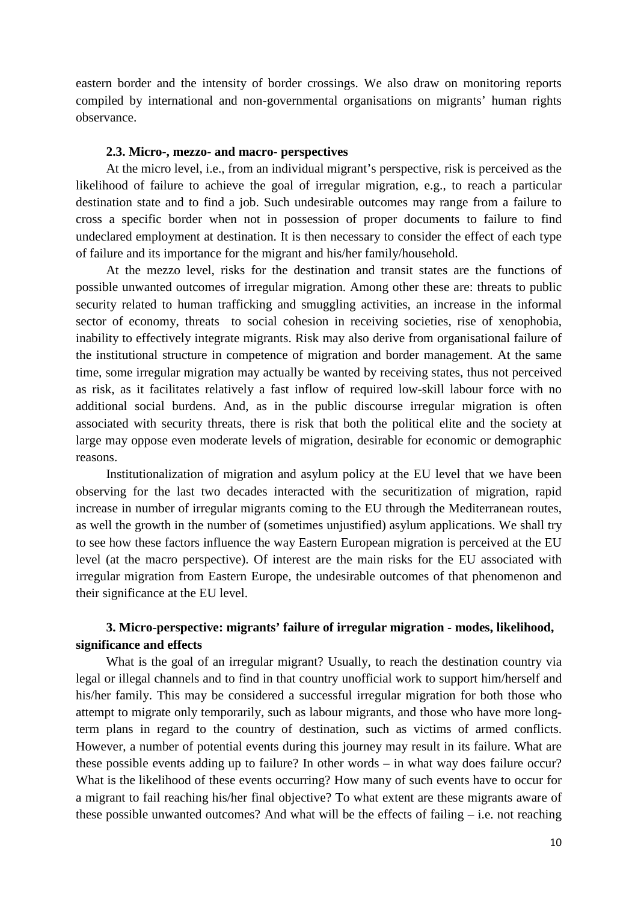eastern border and the intensity of border crossings. We also draw on monitoring reports compiled by international and non-governmental organisations on migrants' human rights observance.

### 2.3. Micro-, mezzo- and macro- perspectives

At the micro level, i.e., from an individual migrant's perspective, risk is perceived as the likelihood of failure to achieve the goal of irregular migration, e.g., to reach a particular destination state and to find a job. Such undesirable outcomes may range from a failure to cross a specific border when not in possession of proper documents to failure to find undeclared employment at destination. It is then necessary to consider the effect of each type of failure and its importance for the migrant and his/her family/household.

At the mezzo level, risks for the destination and transit states are the functions of possible unwanted outcomes of irregular migration. Among other these are: threats to public security related to human trafficking and smuggling activities, an increase in the informal sector of economy, threats to social cohesion in receiving societies, rise of xenophobia, inability to effectively integrate migrants. Risk may also derive from organisational failure of the institutional structure in competence of migration and border management. At the same time, some irregular migration may actually be wanted by receiving states, thus not perceived as risk, as it facilitates relatively a fast inflow of required low-skill labour force with no additional social burdens. And, as in the public discourse irregular migration is often associated with security threats, there is risk that both the political elite and the society at large may oppose even moderate levels of migration, desirable for economic or demographic reasons.

Institutionalization of migration and asylum policy at the EU level that we have been observing for the last two decades interacted with the securitization of migration, rapid increase in number of irregular migrants coming to the EU through the Mediterranean routes, as well the growth in the number of (sometimes unjustified) asylum applications. We shall try to see how these factors influence the way Eastern European migration is perceived at the EU level (at the macro perspective). Of interest are the main risks for the EU associated with irregular migration from Eastern Europe, the undesirable outcomes of that phenomenon and their significance at the EU level.

## 3. Micro-perspective: migrants' failure of irregular migration - modes, likelihood, significance and effects

What is the goal of an irregular migrant? Usually, to reach the destination country via legal or illegal channels and to find in that country unofficial work to support him/herself and his/her family. This may be considered a successful irregular migration for both those who attempt to migrate only temporarily, such as labour migrants, and those who have more long-term plans in regard to the country of destination, such as victims of armed conflicts. However, a number of potential events during this journey may result in its failure. What are these possible events adding up to failure? In other words – in what way does failure occur? What is the likelihood of these events occurring? How many of such events have to occur for a migrant to fail reaching his/her final objective? To what extent are these migrants aware of these possible unwanted outcomes? And what will be the effects of failing – i.e. not reaching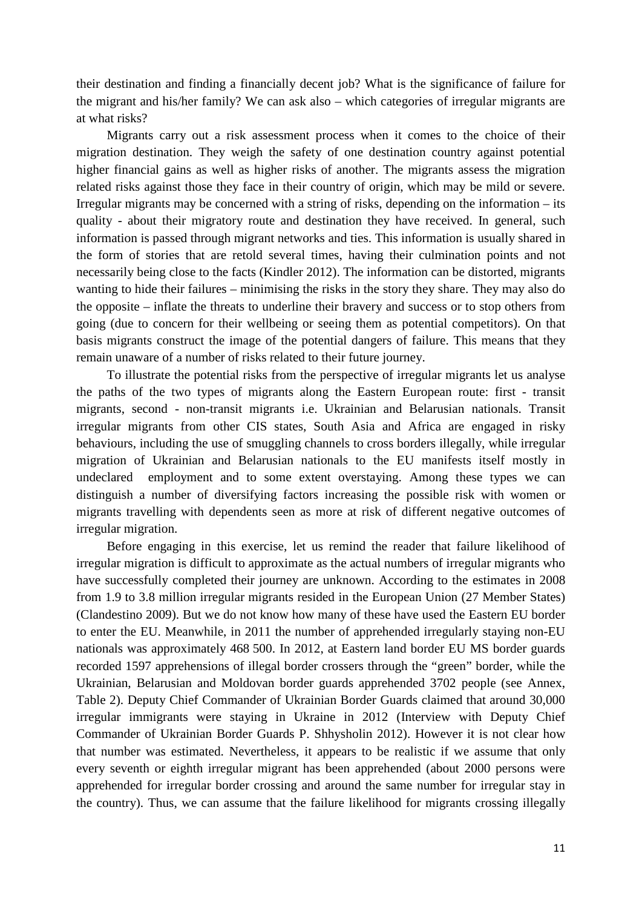their destination and finding a financially decent job? What is the significance of failure for the migrant and his/her family? We can ask also – which categories of irregular migrants are at what risks?

Migrants carry out a risk assessment process when it comes to the choice of their migration destination. They weigh the safety of one destination country against potential higher financial gains as well as higher risks of another. The migrants assess the migration related risks against those they face in their country of origin, which may be mild or severe. Irregular migrants may be concerned with a string of risks, depending on the information – its quality - about their migratory route and destination they have received. In general, such information is passed through migrant networks and ties. This information is usually shared in the form of stories that are retold several times, having their culmination points and not necessarily being close to the facts (Kindler 2012). The information can be distorted, migrants wanting to hide their failures – minimising the risks in the story they share. They may also do the opposite – inflate the threats to underline their bravery and success or to stop others from going (due to concern for their wellbeing or seeing them as potential competitors). On that basis migrants construct the image of the potential dangers of failure. This means that they remain unaware of a number of risks related to their future journey.

To illustrate the potential risks from the perspective of irregular migrants let us analyse the paths of the two types of migrants along the Eastern European route: first - transit migrants, second - non-transit migrants i.e. Ukrainian and Belarusian nationals. Transit irregular migrants from other CIS states, South Asia and Africa are engaged in risky behaviours, including the use of smuggling channels to cross borders illegally, while irregular migration of Ukrainian and Belarusian nationals to the EU manifests itself mostly in undeclared employment and to some extent overstaying. Among these types we can distinguish a number of diversifying factors increasing the possible risk with women or migrants travelling with dependents seen as more at risk of different negative outcomes of irregular migration.

Before engaging in this exercise, let us remind the reader that failure likelihood of irregular migration is difficult to approximate as the actual numbers of irregular migrants who have successfully completed their journey are unknown. According to the estimates in 2008 from 1.9 to 3.8 million irregular migrants resided in the European Union (27 Member States) (Clandestino 2009). But we do not know how many of these have used the Eastern EU border to enter the EU. Meanwhile, in 2011 the number of apprehended irregularly staying non-EU nationals was approximately 468 500. In 2012, at Eastern land border EU MS border guards recorded 1597 apprehensions of illegal border crossers through the "green" border, while the Ukrainian, Belarusian and Moldovan border guards apprehended 3702 people (see Annex, Table 2). Deputy Chief Commander of Ukrainian Border Guards claimed that around 30,000 irregular immigrants were staying in Ukraine in 2012 (Interview with Deputy Chief Commander of Ukrainian Border Guards P. Shhysholin 2012). However it is not clear how that number was estimated. Nevertheless, it appears to be realistic if we assume that only every seventh or eighth irregular migrant has been apprehended (about 2000 persons were apprehended for irregular border crossing and around the same number for irregular stay in the country). Thus, we can assume that the failure likelihood for migrants crossing illegally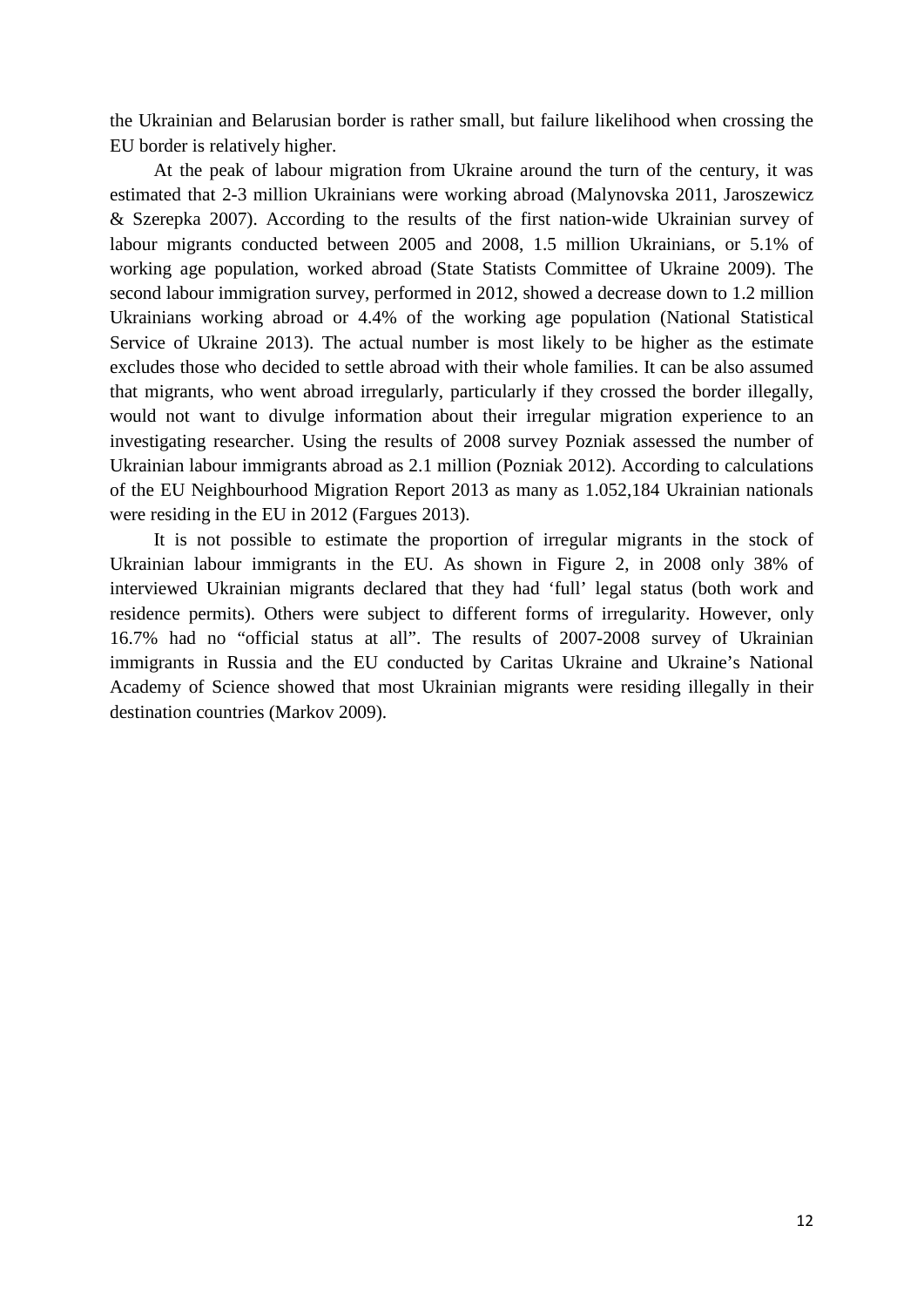the Ukrainian and Belarusian border is rather small, but failure likelihood when crossing the EU border is relatively higher.

At the peak of labour migration from Ukraine around the turn of the century, it was estimated that 2-3 million Ukrainians were working abroad (Malynovska 2011, Jaroszewicz & Szerepka 2007). According to the results of the first nation-wide Ukrainian survey of labour migrants conducted between 2005 and 2008, 1.5 million Ukrainians, or 5.1% of working age population, worked abroad (State Statists Committee of Ukraine 2009). The second labour immigration survey, performed in 2012, showed a decrease down to 1.2 million Ukrainians working abroad or 4.4% of the working age population (National Statistical Service of Ukraine 2013). The actual number is most likely to be higher as the estimate excludes those who decided to settle abroad with their whole families. It can be also assumed that migrants, who went abroad irregularly, particularly if they crossed the border illegally, would not want to divulge information about their irregular migration experience to an investigating researcher. Using the results of 2008 survey Pozniak assessed the number of Ukrainian labour immigrants abroad as 2.1 million (Pozniak 2012). According to calculations of the EU Neighbourhood Migration Report 2013 as many as 1.052,184 Ukrainian nationals were residing in the EU in 2012 (Fargues 2013).

It is not possible to estimate the proportion of irregular migrants in the stock of Ukrainian labour immigrants in the EU. As shown in Figure 2, in 2008 only 38% of interviewed Ukrainian migrants declared that they had 'full' legal status (both work and residence permits). Others were subject to different forms of irregularity. However, only 16.7% had no "official status at all". The results of 2007-2008 survey of Ukrainian immigrants in Russia and the EU conducted by Caritas Ukraine and Ukraine's National Academy of Science showed that most Ukrainian migrants were residing illegally in their destination countries (Markov 2009).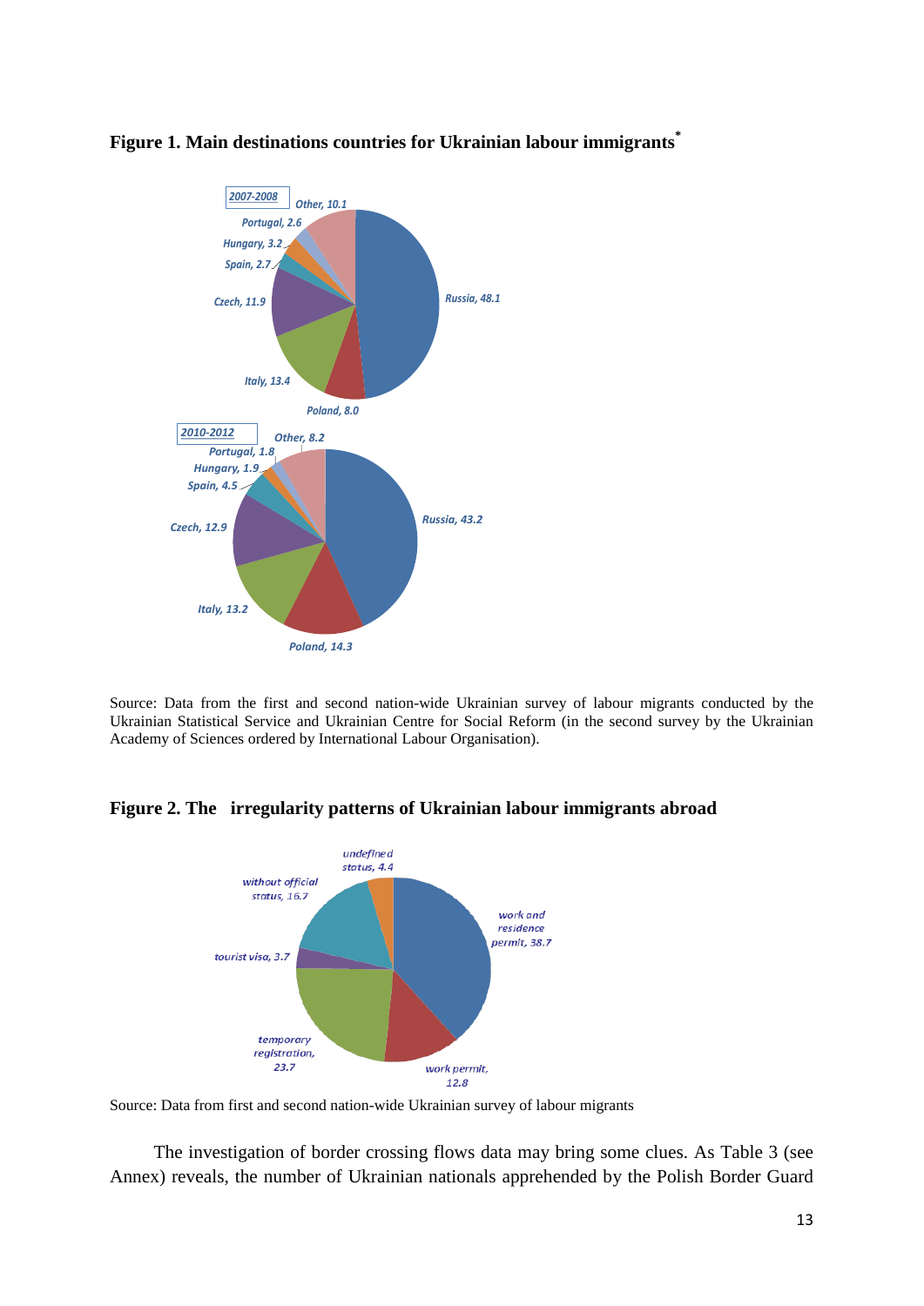**Figure 1. Main destinations countries for Ukrainian labour immigrants**[*]

Source: Data from the first and second nation-wide Ukrainian survey of labour migrants conducted by the Ukrainian Statistical Service and Ukrainian Centre for Social Reform (in the second survey by the Ukrainian Academy of Sciences ordered by International Labour Organisation).

**Figure 2. The irregularity patterns of Ukrainian labour immigrants abroad**

Source: Data from first and second nation-wide Ukrainian survey of labour migrants

The investigation of border crossing flows data may bring some clues. As Table 3 (see Annex) reveals, the number of Ukrainian nationals apprehended by the Polish Border Guard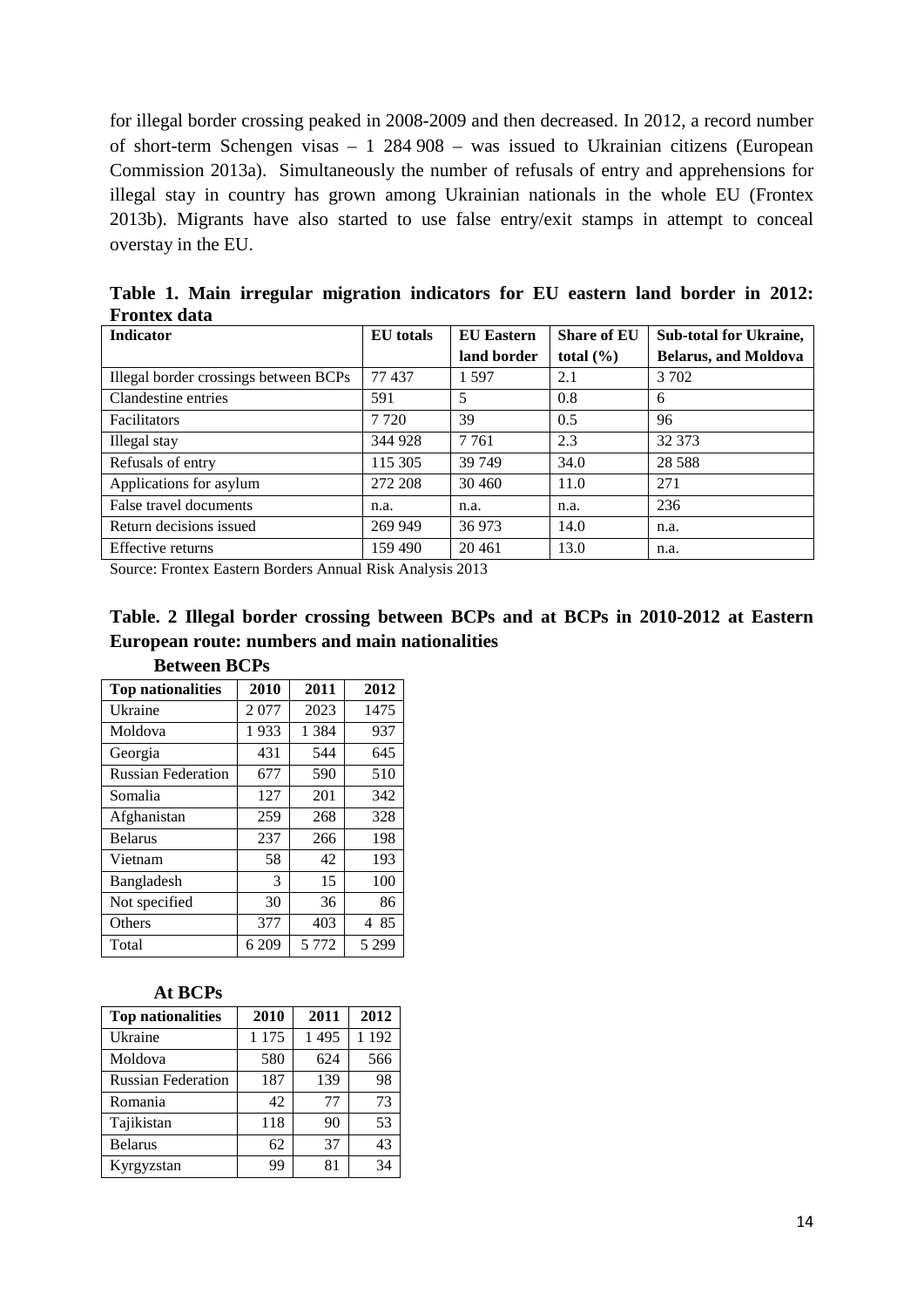for illegal border crossing peaked in 2008-2009 and then decreased. In 2012, a record number of short-term Schengen visas – 1 284 908 – was issued to Ukrainian citizens (European Commission 2013a). Simultaneously the number of refusals of entry and apprehensions for illegal stay in country has grown among Ukrainian nationals in the whole EU (Frontex 2013b). Migrants have also started to use false entry/exit stamps in attempt to conceal overstay in the EU.

**Table 1. Main irregular migration indicators for EU eastern land border in 2012: Frontex data**

| Indicator | EU totals | EU Eastern land border | Share of EU total (%) | Sub-total for Ukraine, Belarus, and Moldova |
|---|---|---|---|---|
| Illegal border crossings between BCPs | 77 437 | 1 597 | 2.1 | 3 702 |
| Clandestine entries | 591 | 5 | 0.8 | 6 |
| Facilitators | 7 720 | 39 | 0.5 | 96 |
| Illegal stay | 344 928 | 7 761 | 2.3 | 32 373 |
| Refusals of entry | 115 305 | 39 749 | 34.0 | 28 588 |
| Applications for asylum | 272 208 | 30 460 | 11.0 | 271 |
| False travel documents | n.a. | n.a. | n.a. | 236 |
| Return decisions issued | 269 949 | 36 973 | 14.0 | n.a. |
| Effective returns | 159 490 | 20 461 | 13.0 | n.a. |

Source: Frontex Eastern Borders Annual Risk Analysis 2013

**Table. 2 Illegal border crossing between BCPs and at BCPs in 2010-2012 at Eastern European route: numbers and main nationalities**

**Between BCPs**

| Top nationalities | 2010 | 2011 | 2012 |
|---|---|---|---|
| Ukraine | 2 077 | 2023 | 1475 |
| Moldova | 1 933 | 1 384 | 937 |
| Georgia | 431 | 544 | 645 |
| Russian Federation | 677 | 590 | 510 |
| Somalia | 127 | 201 | 342 |
| Afghanistan | 259 | 268 | 328 |
| Belarus | 237 | 266 | 198 |
| Vietnam | 58 | 42 | 193 |
| Bangladesh | 3 | 15 | 100 |
| Not specified | 30 | 36 | 86 |
| Others | 377 | 403 | 4 85 |
| Total | 6 209 | 5 772 | 5 299 |

**At BCPs**

| Top nationalities | 2010 | 2011 | 2012 |
|---|---|---|---|
| Ukraine | 1 175 | 1 495 | 1 192 |
| Moldova | 580 | 624 | 566 |
| Russian Federation | 187 | 139 | 98 |
| Romania | 42 | 77 | 73 |
| Tajikistan | 118 | 90 | 53 |
| Belarus | 62 | 37 | 43 |
| Kyrgyzstan | 99 | 81 | 34 |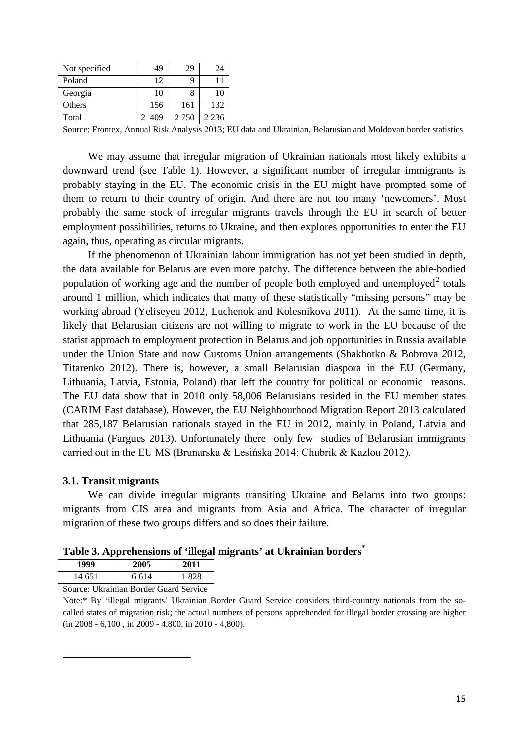| Not specified | 49 | 29 | 24 |
|---|---|---|---|
| Poland | 12 | 9 | 11 |
| Georgia | 10 | 8 | 10 |
| Others | 156 | 161 | 132 |
| Total | 2 409 | 2 750 | 2 236 |

Source: Frontex, Annual Risk Analysis 2013; EU data and Ukrainian, Belarusian and Moldovan border statistics

We may assume that irregular migration of Ukrainian nationals most likely exhibits a downward trend (see Table 1). However, a significant number of irregular immigrants is probably staying in the EU. The economic crisis in the EU might have prompted some of them to return to their country of origin. And there are not too many 'newcomers'. Most probably the same stock of irregular migrants travels through the EU in search of better employment possibilities, returns to Ukraine, and then explores opportunities to enter the EU again, thus, operating as circular migrants.

If the phenomenon of Ukrainian labour immigration has not yet been studied in depth, the data available for Belarus are even more patchy. The difference between the able-bodied population of working age and the number of people both employed and unemployed[2] totals around 1 million, which indicates that many of these statistically "missing persons" may be working abroad (Yeliseyeu 2012, Luchenok and Kolesnikova 2011). At the same time, it is likely that Belarusian citizens are not willing to migrate to work in the EU because of the statist approach to employment protection in Belarus and job opportunities in Russia available under the Union State and now Customs Union arrangements (Shakhotko & Bobrova 2012, Titarenko 2012). There is, however, a small Belarusian diaspora in the EU (Germany, Lithuania, Latvia, Estonia, Poland) that left the country for political or economic reasons. The EU data show that in 2010 only 58,006 Belarusians resided in the EU member states (CARIM East database). However, the EU Neighbourhood Migration Report 2013 calculated that 285,187 Belarusian nationals stayed in the EU in 2012, mainly in Poland, Latvia and Lithuania (Fargues 2013). Unfortunately there only few studies of Belarusian immigrants carried out in the EU MS (Brunarska & Lesińska 2014; Chubrik & Kazlou 2012).

### 3.1. Transit migrants

We can divide irregular migrants transiting Ukraine and Belarus into two groups: migrants from CIS area and migrants from Asia and Africa. The character of irregular migration of these two groups differs and so does their failure.

**Table 3. Apprehensions of 'illegal migrants' at Ukrainian borders[*]**

| 1999 | 2005 | 2011 |
|---|---|---|
| 14 651 | 6 614 | 1 828 |

Source: Ukrainian Border Guard Service

Note:* By 'illegal migrants' Ukrainian Border Guard Service considers third-country nationals from the so-called states of migration risk; the actual numbers of persons apprehended for illegal border crossing are higher (in 2008 - 6,100 , in 2009 - 4,800, in 2010 - 4,800).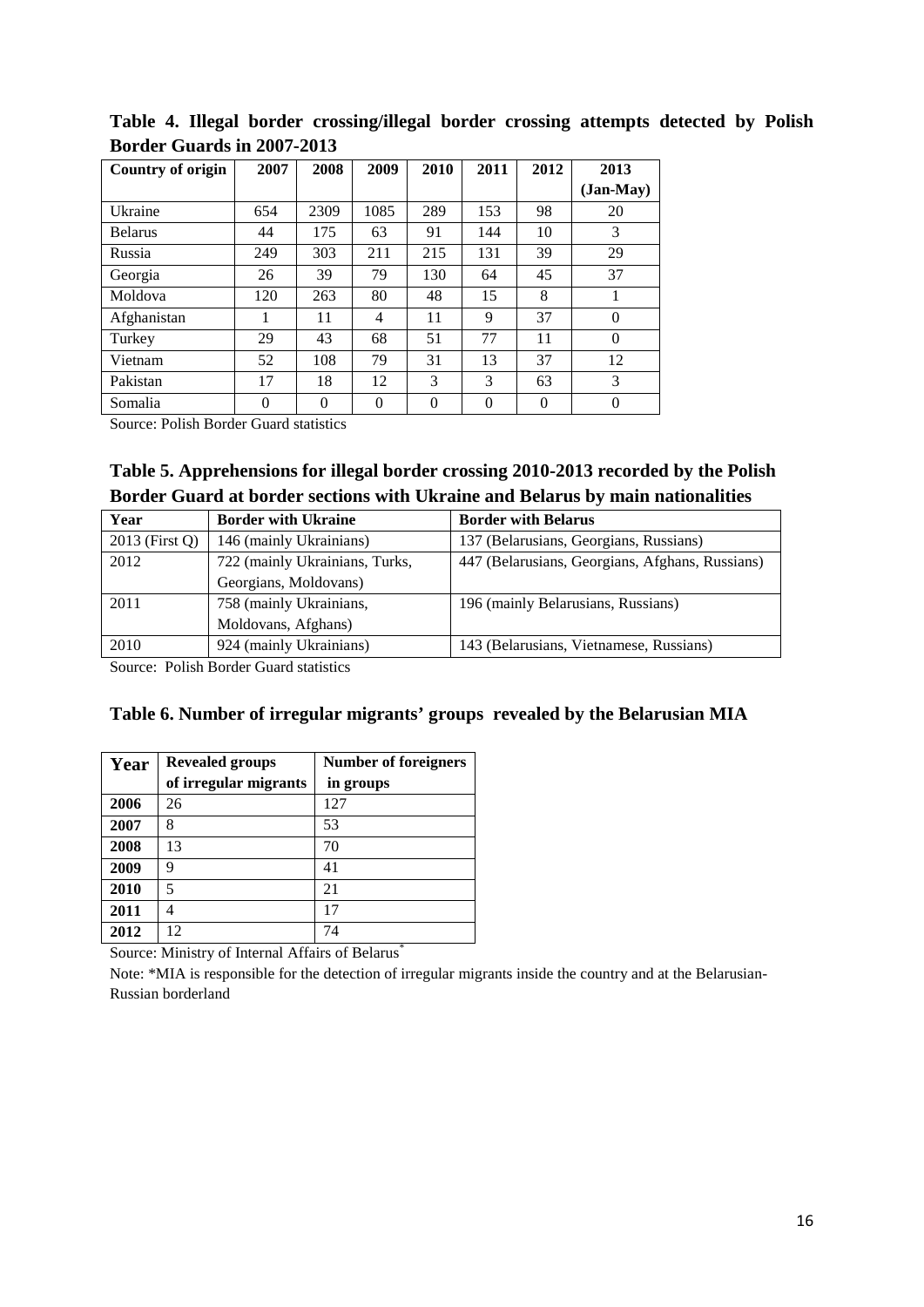**Table 4. Illegal border crossing/illegal border crossing attempts detected by Polish Border Guards in 2007-2013**

| Country of origin | 2007 | 2008 | 2009 | 2010 | 2011 | 2012 | 2013 (Jan-May) |
|---|---|---|---|---|---|---|---|
| Ukraine | 654 | 2309 | 1085 | 289 | 153 | 98 | 20 |
| Belarus | 44 | 175 | 63 | 91 | 144 | 10 | 3 |
| Russia | 249 | 303 | 211 | 215 | 131 | 39 | 29 |
| Georgia | 26 | 39 | 79 | 130 | 64 | 45 | 37 |
| Moldova | 120 | 263 | 80 | 48 | 15 | 8 | 1 |
| Afghanistan | 1 | 11 | 4 | 11 | 9 | 37 | 0 |
| Turkey | 29 | 43 | 68 | 51 | 77 | 11 | 0 |
| Vietnam | 52 | 108 | 79 | 31 | 13 | 37 | 12 |
| Pakistan | 17 | 18 | 12 | 3 | 3 | 63 | 3 |
| Somalia | 0 | 0 | 0 | 0 | 0 | 0 | 0 |

Source: Polish Border Guard statistics

**Table 5. Apprehensions for illegal border crossing 2010-2013 recorded by the Polish Border Guard at border sections with Ukraine and Belarus by main nationalities**

| Year | Border with Ukraine | Border with Belarus |
|---|---|---|
| 2013 (First Q) | 146 (mainly Ukrainians) | 137 (Belarusians, Georgians, Russians) |
| 2012 | 722 (mainly Ukrainians, Turks, Georgians, Moldovans) | 447 (Belarusians, Georgians, Afghans, Russians) |
| 2011 | 758 (mainly Ukrainians, Moldovans, Afghans) | 196 (mainly Belarusians, Russians) |
| 2010 | 924 (mainly Ukrainians) | 143 (Belarusians, Vietnamese, Russians) |

Source: Polish Border Guard statistics

**Table 6. Number of irregular migrants' groups revealed by the Belarusian MIA**

| Year | Revealed groups of irregular migrants | Number of foreigners in groups |
|---|---|---|
| **2006** | 26 | 127 |
| **2007** | 8 | 53 |
| **2008** | 13 | 70 |
| **2009** | 9 | 41 |
| **2010** | 5 | 21 |
| **2011** | 4 | 17 |
| **2012** | 12 | 74 |

Source: Ministry of Internal Affairs of Belarus*

Note: *MIA is responsible for the detection of irregular migrants inside the country and at the Belarusian-Russian borderland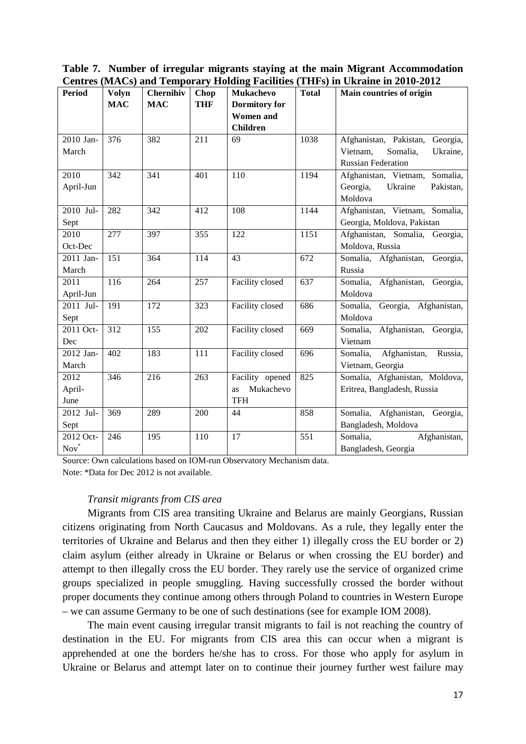**Table 7. Number of irregular migrants staying at the main Migrant Accommodation Centres (MACs) and Temporary Holding Facilities (THFs) in Ukraine in 2010-2012**

| Period | Volyn MAC | Chernihiv MAC | Chop THF | Mukachevo Dormitory for Women and Children | Total | Main countries of origin |
|---|---|---|---|---|---|---|
| 2010 Jan-March | 376 | 382 | 211 | 69 | 1038 | Afghanistan, Pakistan, Georgia, Vietnam, Somalia, Ukraine, Russian Federation |
| 2010 April-Jun | 342 | 341 | 401 | 110 | 1194 | Afghanistan, Vietnam, Somalia, Georgia, Ukraine Pakistan, Moldova |
| 2010 Jul-Sept | 282 | 342 | 412 | 108 | 1144 | Afghanistan, Vietnam, Somalia, Georgia, Moldova, Pakistan |
| 2010 Oct-Dec | 277 | 397 | 355 | 122 | 1151 | Afghanistan, Somalia, Georgia, Moldova, Russia |
| 2011 Jan-March | 151 | 364 | 114 | 43 | 672 | Somalia, Afghanistan, Georgia, Russia |
| 2011 April-Jun | 116 | 264 | 257 | Facility closed | 637 | Somalia, Afghanistan, Georgia, Moldova |
| 2011 Jul-Sept | 191 | 172 | 323 | Facility closed | 686 | Somalia, Georgia, Afghanistan, Moldova |
| 2011 Oct-Dec | 312 | 155 | 202 | Facility closed | 669 | Somalia, Afghanistan, Georgia, Vietnam |
| 2012 Jan-March | 402 | 183 | 111 | Facility closed | 696 | Somalia, Afghanistan, Russia, Vietnam, Georgia |
| 2012 April-June | 346 | 216 | 263 | Facility opened as Mukachevo TFH | 825 | Somalia, Afghanistan, Moldova, Eritrea, Bangladesh, Russia |
| 2012 Jul-Sept | 369 | 289 | 200 | 44 | 858 | Somalia, Afghanistan, Georgia, Bangladesh, Moldova |
| 2012 Oct-Nov* | 246 | 195 | 110 | 17 | 551 | Somalia, Afghanistan, Bangladesh, Georgia |

Source: Own calculations based on IOM-run Observatory Mechanism data.
Note: *Data for Dec 2012 is not available.

*Transit migrants from CIS area*

Migrants from CIS area transiting Ukraine and Belarus are mainly Georgians, Russian citizens originating from North Caucasus and Moldovans. As a rule, they legally enter the territories of Ukraine and Belarus and then they either 1) illegally cross the EU border or 2) claim asylum (either already in Ukraine or Belarus or when crossing the EU border) and attempt to then illegally cross the EU border. They rarely use the service of organized crime groups specialized in people smuggling. Having successfully crossed the border without proper documents they continue among others through Poland to countries in Western Europe – we can assume Germany to be one of such destinations (see for example IOM 2008).

The main event causing irregular transit migrants to fail is not reaching the country of destination in the EU. For migrants from CIS area this can occur when a migrant is apprehended at one the borders he/she has to cross. For those who apply for asylum in Ukraine or Belarus and attempt later on to continue their journey further west failure may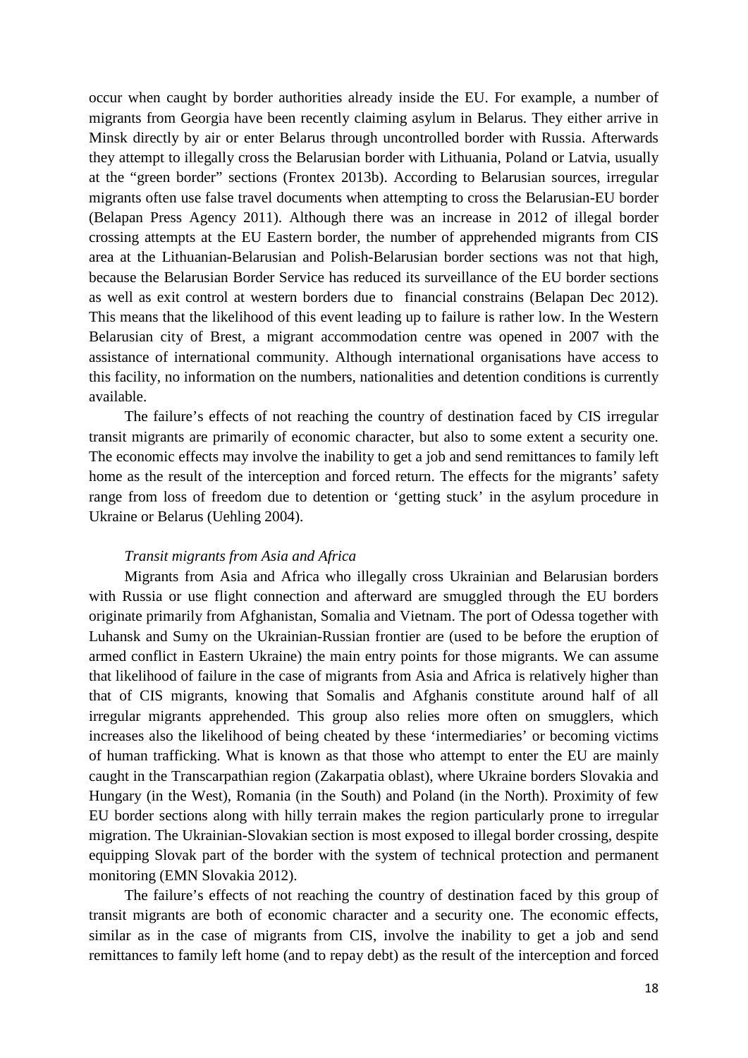occur when caught by border authorities already inside the EU. For example, a number of migrants from Georgia have been recently claiming asylum in Belarus. They either arrive in Minsk directly by air or enter Belarus through uncontrolled border with Russia. Afterwards they attempt to illegally cross the Belarusian border with Lithuania, Poland or Latvia, usually at the "green border" sections (Frontex 2013b). According to Belarusian sources, irregular migrants often use false travel documents when attempting to cross the Belarusian-EU border (Belapan Press Agency 2011). Although there was an increase in 2012 of illegal border crossing attempts at the EU Eastern border, the number of apprehended migrants from CIS area at the Lithuanian-Belarusian and Polish-Belarusian border sections was not that high, because the Belarusian Border Service has reduced its surveillance of the EU border sections as well as exit control at western borders due to financial constrains (Belapan Dec 2012). This means that the likelihood of this event leading up to failure is rather low. In the Western Belarusian city of Brest, a migrant accommodation centre was opened in 2007 with the assistance of international community. Although international organisations have access to this facility, no information on the numbers, nationalities and detention conditions is currently available.

The failure's effects of not reaching the country of destination faced by CIS irregular transit migrants are primarily of economic character, but also to some extent a security one. The economic effects may involve the inability to get a job and send remittances to family left home as the result of the interception and forced return. The effects for the migrants' safety range from loss of freedom due to detention or 'getting stuck' in the asylum procedure in Ukraine or Belarus (Uehling 2004).

*Transit migrants from Asia and Africa*

Migrants from Asia and Africa who illegally cross Ukrainian and Belarusian borders with Russia or use flight connection and afterward are smuggled through the EU borders originate primarily from Afghanistan, Somalia and Vietnam. The port of Odessa together with Luhansk and Sumy on the Ukrainian-Russian frontier are (used to be before the eruption of armed conflict in Eastern Ukraine) the main entry points for those migrants. We can assume that likelihood of failure in the case of migrants from Asia and Africa is relatively higher than that of CIS migrants, knowing that Somalis and Afghanis constitute around half of all irregular migrants apprehended. This group also relies more often on smugglers, which increases also the likelihood of being cheated by these 'intermediaries' or becoming victims of human trafficking. What is known as that those who attempt to enter the EU are mainly caught in the Transcarpathian region (Zakarpatia oblast), where Ukraine borders Slovakia and Hungary (in the West), Romania (in the South) and Poland (in the North). Proximity of few EU border sections along with hilly terrain makes the region particularly prone to irregular migration. The Ukrainian-Slovakian section is most exposed to illegal border crossing, despite equipping Slovak part of the border with the system of technical protection and permanent monitoring (EMN Slovakia 2012).

The failure's effects of not reaching the country of destination faced by this group of transit migrants are both of economic character and a security one. The economic effects, similar as in the case of migrants from CIS, involve the inability to get a job and send remittances to family left home (and to repay debt) as the result of the interception and forced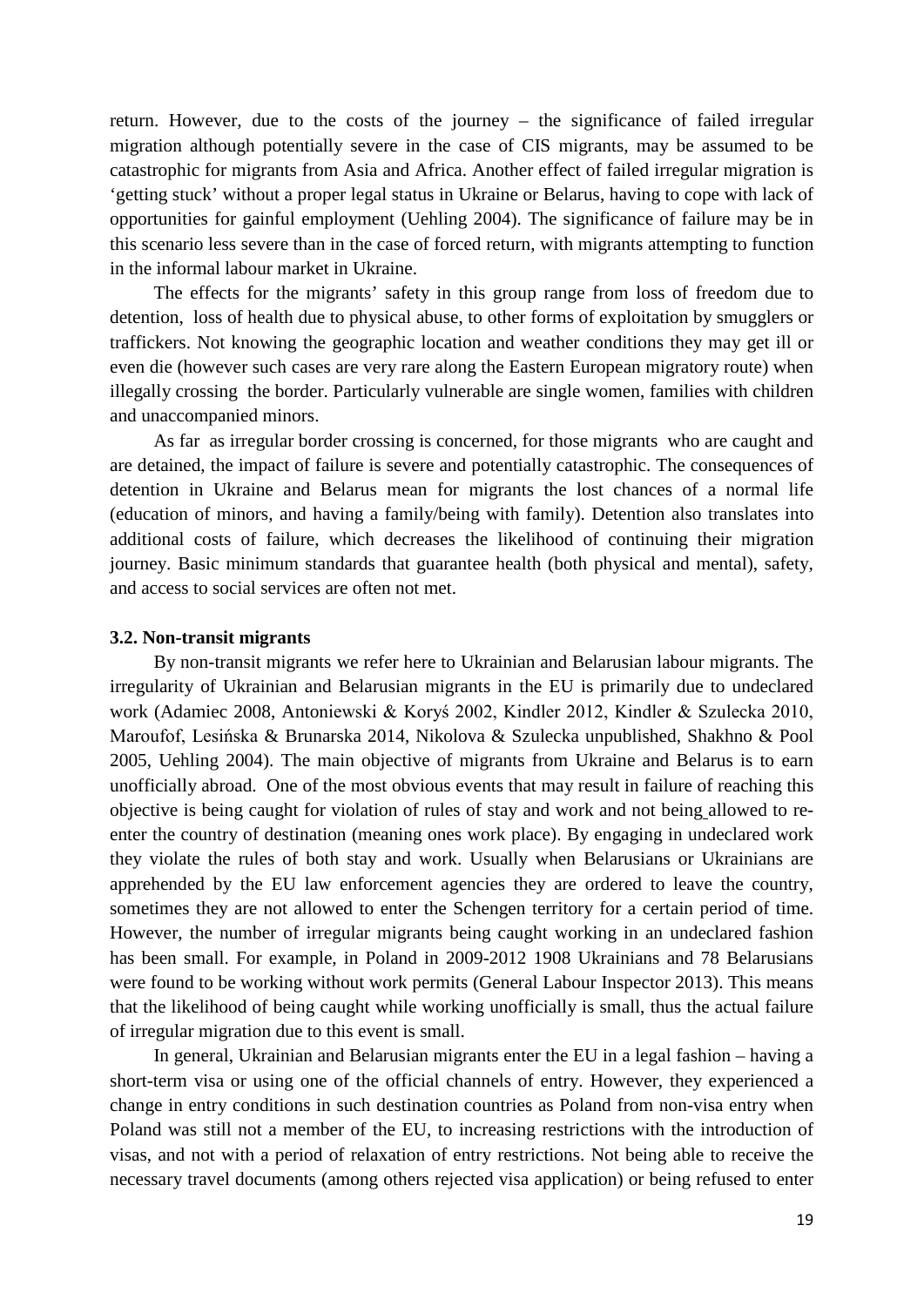return. However, due to the costs of the journey – the significance of failed irregular migration although potentially severe in the case of CIS migrants, may be assumed to be catastrophic for migrants from Asia and Africa. Another effect of failed irregular migration is 'getting stuck' without a proper legal status in Ukraine or Belarus, having to cope with lack of opportunities for gainful employment (Uehling 2004). The significance of failure may be in this scenario less severe than in the case of forced return, with migrants attempting to function in the informal labour market in Ukraine.

The effects for the migrants' safety in this group range from loss of freedom due to detention, loss of health due to physical abuse, to other forms of exploitation by smugglers or traffickers. Not knowing the geographic location and weather conditions they may get ill or even die (however such cases are very rare along the Eastern European migratory route) when illegally crossing the border. Particularly vulnerable are single women, families with children and unaccompanied minors.

As far as irregular border crossing is concerned, for those migrants who are caught and are detained, the impact of failure is severe and potentially catastrophic. The consequences of detention in Ukraine and Belarus mean for migrants the lost chances of a normal life (education of minors, and having a family/being with family). Detention also translates into additional costs of failure, which decreases the likelihood of continuing their migration journey. Basic minimum standards that guarantee health (both physical and mental), safety, and access to social services are often not met.

### 3.2. Non-transit migrants

By non-transit migrants we refer here to Ukrainian and Belarusian labour migrants. The irregularity of Ukrainian and Belarusian migrants in the EU is primarily due to undeclared work (Adamiec 2008, Antoniewski & Koryś 2002, Kindler 2012, Kindler & Szulecka 2010, Maroufof, Lesińska & Brunarska 2014, Nikolova & Szulecka unpublished, Shakhno & Pool 2005, Uehling 2004). The main objective of migrants from Ukraine and Belarus is to earn unofficially abroad. One of the most obvious events that may result in failure of reaching this objective is being caught for violation of rules of stay and work and not being allowed to re-enter the country of destination (meaning ones work place). By engaging in undeclared work they violate the rules of both stay and work. Usually when Belarusians or Ukrainians are apprehended by the EU law enforcement agencies they are ordered to leave the country, sometimes they are not allowed to enter the Schengen territory for a certain period of time. However, the number of irregular migrants being caught working in an undeclared fashion has been small. For example, in Poland in 2009-2012 1908 Ukrainians and 78 Belarusians were found to be working without work permits (General Labour Inspector 2013). This means that the likelihood of being caught while working unofficially is small, thus the actual failure of irregular migration due to this event is small.

In general, Ukrainian and Belarusian migrants enter the EU in a legal fashion – having a short-term visa or using one of the official channels of entry. However, they experienced a change in entry conditions in such destination countries as Poland from non-visa entry when Poland was still not a member of the EU, to increasing restrictions with the introduction of visas, and not with a period of relaxation of entry restrictions. Not being able to receive the necessary travel documents (among others rejected visa application) or being refused to enter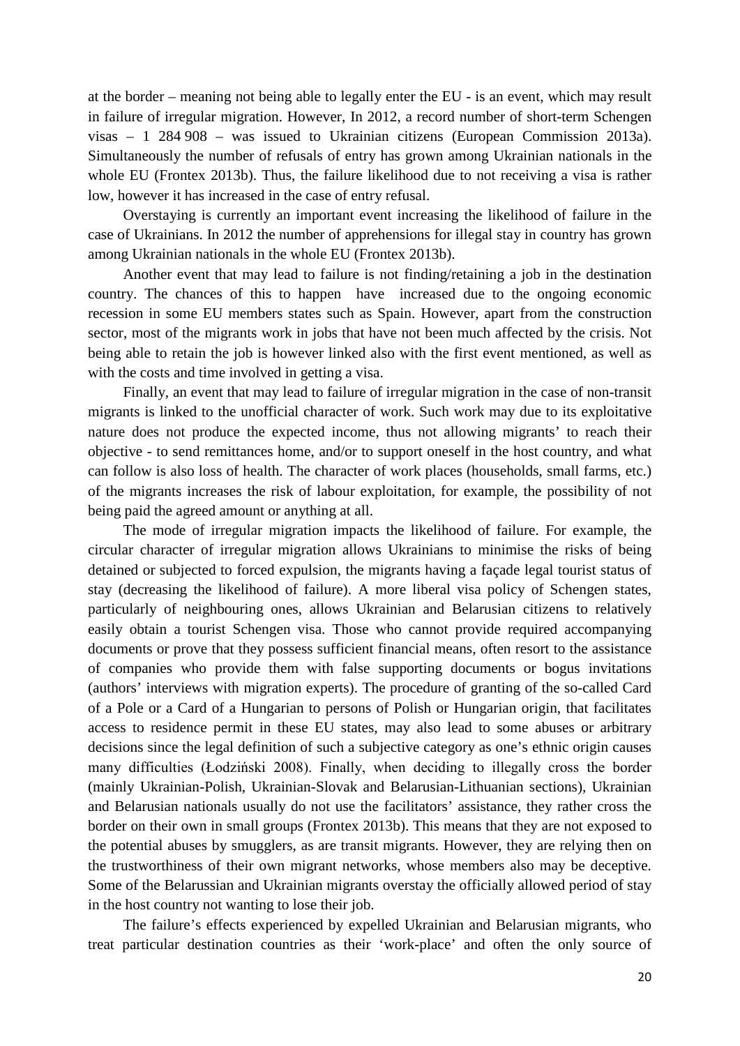at the border – meaning not being able to legally enter the EU - is an event, which may result in failure of irregular migration. However, In 2012, a record number of short-term Schengen visas – 1 284 908 – was issued to Ukrainian citizens (European Commission 2013a). Simultaneously the number of refusals of entry has grown among Ukrainian nationals in the whole EU (Frontex 2013b). Thus, the failure likelihood due to not receiving a visa is rather low, however it has increased in the case of entry refusal.

Overstaying is currently an important event increasing the likelihood of failure in the case of Ukrainians. In 2012 the number of apprehensions for illegal stay in country has grown among Ukrainian nationals in the whole EU (Frontex 2013b).

Another event that may lead to failure is not finding/retaining a job in the destination country. The chances of this to happen have increased due to the ongoing economic recession in some EU members states such as Spain. However, apart from the construction sector, most of the migrants work in jobs that have not been much affected by the crisis. Not being able to retain the job is however linked also with the first event mentioned, as well as with the costs and time involved in getting a visa.

Finally, an event that may lead to failure of irregular migration in the case of non-transit migrants is linked to the unofficial character of work. Such work may due to its exploitative nature does not produce the expected income, thus not allowing migrants' to reach their objective - to send remittances home, and/or to support oneself in the host country, and what can follow is also loss of health. The character of work places (households, small farms, etc.) of the migrants increases the risk of labour exploitation, for example, the possibility of not being paid the agreed amount or anything at all.

The mode of irregular migration impacts the likelihood of failure. For example, the circular character of irregular migration allows Ukrainians to minimise the risks of being detained or subjected to forced expulsion, the migrants having a façade legal tourist status of stay (decreasing the likelihood of failure). A more liberal visa policy of Schengen states, particularly of neighbouring ones, allows Ukrainian and Belarusian citizens to relatively easily obtain a tourist Schengen visa. Those who cannot provide required accompanying documents or prove that they possess sufficient financial means, often resort to the assistance of companies who provide them with false supporting documents or bogus invitations (authors' interviews with migration experts). The procedure of granting of the so-called Card of a Pole or a Card of a Hungarian to persons of Polish or Hungarian origin, that facilitates access to residence permit in these EU states, may also lead to some abuses or arbitrary decisions since the legal definition of such a subjective category as one's ethnic origin causes many difficulties (Łodziński 2008). Finally, when deciding to illegally cross the border (mainly Ukrainian-Polish, Ukrainian-Slovak and Belarusian-Lithuanian sections), Ukrainian and Belarusian nationals usually do not use the facilitators' assistance, they rather cross the border on their own in small groups (Frontex 2013b). This means that they are not exposed to the potential abuses by smugglers, as are transit migrants. However, they are relying then on the trustworthiness of their own migrant networks, whose members also may be deceptive. Some of the Belarussian and Ukrainian migrants overstay the officially allowed period of stay in the host country not wanting to lose their job.

The failure's effects experienced by expelled Ukrainian and Belarusian migrants, who treat particular destination countries as their 'work-place' and often the only source of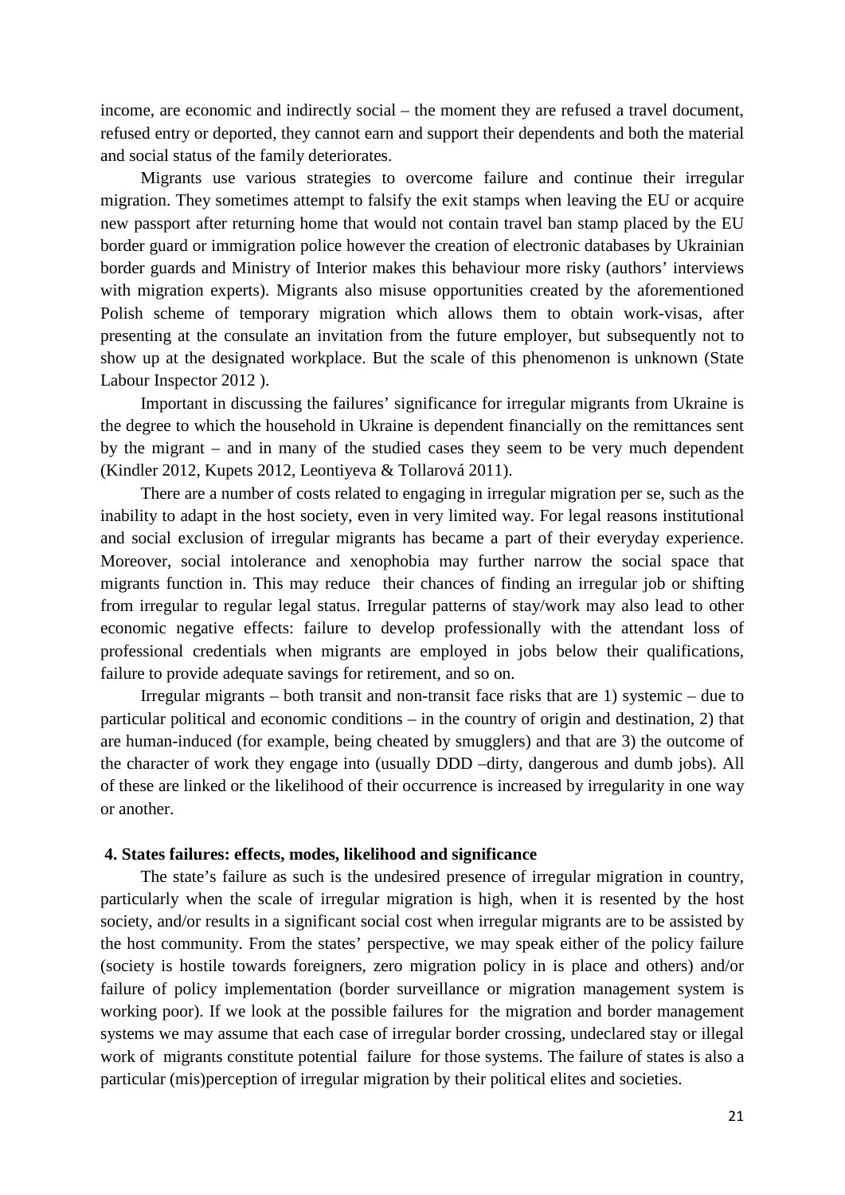income, are economic and indirectly social – the moment they are refused a travel document, refused entry or deported, they cannot earn and support their dependents and both the material and social status of the family deteriorates.

Migrants use various strategies to overcome failure and continue their irregular migration. They sometimes attempt to falsify the exit stamps when leaving the EU or acquire new passport after returning home that would not contain travel ban stamp placed by the EU border guard or immigration police however the creation of electronic databases by Ukrainian border guards and Ministry of Interior makes this behaviour more risky (authors' interviews with migration experts). Migrants also misuse opportunities created by the aforementioned Polish scheme of temporary migration which allows them to obtain work-visas, after presenting at the consulate an invitation from the future employer, but subsequently not to show up at the designated workplace. But the scale of this phenomenon is unknown (State Labour Inspector 2012 ).

Important in discussing the failures' significance for irregular migrants from Ukraine is the degree to which the household in Ukraine is dependent financially on the remittances sent by the migrant – and in many of the studied cases they seem to be very much dependent (Kindler 2012, Kupets 2012, Leontiyeva & Tollarová 2011).

There are a number of costs related to engaging in irregular migration per se, such as the inability to adapt in the host society, even in very limited way. For legal reasons institutional and social exclusion of irregular migrants has became a part of their everyday experience. Moreover, social intolerance and xenophobia may further narrow the social space that migrants function in. This may reduce their chances of finding an irregular job or shifting from irregular to regular legal status. Irregular patterns of stay/work may also lead to other economic negative effects: failure to develop professionally with the attendant loss of professional credentials when migrants are employed in jobs below their qualifications, failure to provide adequate savings for retirement, and so on.

Irregular migrants – both transit and non-transit face risks that are 1) systemic – due to particular political and economic conditions – in the country of origin and destination, 2) that are human-induced (for example, being cheated by smugglers) and that are 3) the outcome of the character of work they engage into (usually DDD –dirty, dangerous and dumb jobs). All of these are linked or the likelihood of their occurrence is increased by irregularity in one way or another.

## 4. States failures: effects, modes, likelihood and significance

The state's failure as such is the undesired presence of irregular migration in country, particularly when the scale of irregular migration is high, when it is resented by the host society, and/or results in a significant social cost when irregular migrants are to be assisted by the host community. From the states' perspective, we may speak either of the policy failure (society is hostile towards foreigners, zero migration policy in is place and others) and/or failure of policy implementation (border surveillance or migration management system is working poor). If we look at the possible failures for the migration and border management systems we may assume that each case of irregular border crossing, undeclared stay or illegal work of migrants constitute potential failure for those systems. The failure of states is also a particular (mis)perception of irregular migration by their political elites and societies.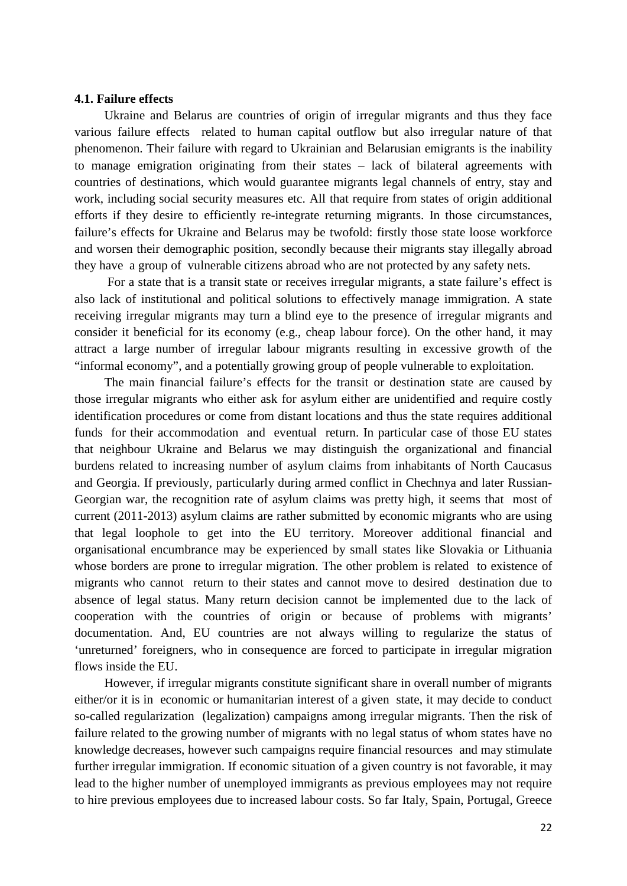#### 4.1. Failure effects

Ukraine and Belarus are countries of origin of irregular migrants and thus they face various failure effects related to human capital outflow but also irregular nature of that phenomenon. Their failure with regard to Ukrainian and Belarusian emigrants is the inability to manage emigration originating from their states – lack of bilateral agreements with countries of destinations, which would guarantee migrants legal channels of entry, stay and work, including social security measures etc. All that require from states of origin additional efforts if they desire to efficiently re-integrate returning migrants. In those circumstances, failure's effects for Ukraine and Belarus may be twofold: firstly those state loose workforce and worsen their demographic position, secondly because their migrants stay illegally abroad they have a group of vulnerable citizens abroad who are not protected by any safety nets.

For a state that is a transit state or receives irregular migrants, a state failure's effect is also lack of institutional and political solutions to effectively manage immigration. A state receiving irregular migrants may turn a blind eye to the presence of irregular migrants and consider it beneficial for its economy (e.g., cheap labour force). On the other hand, it may attract a large number of irregular labour migrants resulting in excessive growth of the "informal economy", and a potentially growing group of people vulnerable to exploitation.

The main financial failure's effects for the transit or destination state are caused by those irregular migrants who either ask for asylum either are unidentified and require costly identification procedures or come from distant locations and thus the state requires additional funds for their accommodation and eventual return. In particular case of those EU states that neighbour Ukraine and Belarus we may distinguish the organizational and financial burdens related to increasing number of asylum claims from inhabitants of North Caucasus and Georgia. If previously, particularly during armed conflict in Chechnya and later Russian-Georgian war, the recognition rate of asylum claims was pretty high, it seems that most of current (2011-2013) asylum claims are rather submitted by economic migrants who are using that legal loophole to get into the EU territory. Moreover additional financial and organisational encumbrance may be experienced by small states like Slovakia or Lithuania whose borders are prone to irregular migration. The other problem is related to existence of migrants who cannot return to their states and cannot move to desired destination due to absence of legal status. Many return decision cannot be implemented due to the lack of cooperation with the countries of origin or because of problems with migrants' documentation. And, EU countries are not always willing to regularize the status of 'unreturned' foreigners, who in consequence are forced to participate in irregular migration flows inside the EU.

However, if irregular migrants constitute significant share in overall number of migrants either/or it is in economic or humanitarian interest of a given state, it may decide to conduct so-called regularization (legalization) campaigns among irregular migrants. Then the risk of failure related to the growing number of migrants with no legal status of whom states have no knowledge decreases, however such campaigns require financial resources and may stimulate further irregular immigration. If economic situation of a given country is not favorable, it may lead to the higher number of unemployed immigrants as previous employees may not require to hire previous employees due to increased labour costs. So far Italy, Spain, Portugal, Greece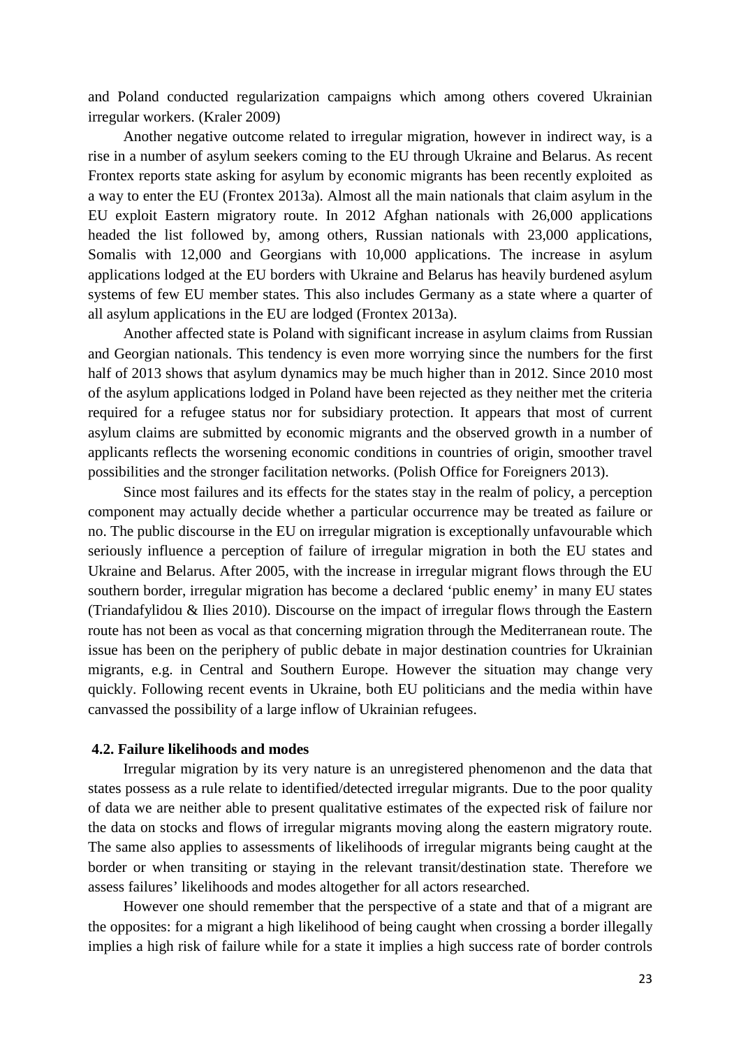and Poland conducted regularization campaigns which among others covered Ukrainian irregular workers. (Kraler 2009)

Another negative outcome related to irregular migration, however in indirect way, is a rise in a number of asylum seekers coming to the EU through Ukraine and Belarus. As recent Frontex reports state asking for asylum by economic migrants has been recently exploited as a way to enter the EU (Frontex 2013a). Almost all the main nationals that claim asylum in the EU exploit Eastern migratory route. In 2012 Afghan nationals with 26,000 applications headed the list followed by, among others, Russian nationals with 23,000 applications, Somalis with 12,000 and Georgians with 10,000 applications. The increase in asylum applications lodged at the EU borders with Ukraine and Belarus has heavily burdened asylum systems of few EU member states. This also includes Germany as a state where a quarter of all asylum applications in the EU are lodged (Frontex 2013a).

Another affected state is Poland with significant increase in asylum claims from Russian and Georgian nationals. This tendency is even more worrying since the numbers for the first half of 2013 shows that asylum dynamics may be much higher than in 2012. Since 2010 most of the asylum applications lodged in Poland have been rejected as they neither met the criteria required for a refugee status nor for subsidiary protection. It appears that most of current asylum claims are submitted by economic migrants and the observed growth in a number of applicants reflects the worsening economic conditions in countries of origin, smoother travel possibilities and the stronger facilitation networks. (Polish Office for Foreigners 2013).

Since most failures and its effects for the states stay in the realm of policy, a perception component may actually decide whether a particular occurrence may be treated as failure or no. The public discourse in the EU on irregular migration is exceptionally unfavourable which seriously influence a perception of failure of irregular migration in both the EU states and Ukraine and Belarus. After 2005, with the increase in irregular migrant flows through the EU southern border, irregular migration has become a declared 'public enemy' in many EU states (Triandafylidou & Ilies 2010). Discourse on the impact of irregular flows through the Eastern route has not been as vocal as that concerning migration through the Mediterranean route. The issue has been on the periphery of public debate in major destination countries for Ukrainian migrants, e.g. in Central and Southern Europe. However the situation may change very quickly. Following recent events in Ukraine, both EU politicians and the media within have canvassed the possibility of a large inflow of Ukrainian refugees.

### 4.2. Failure likelihoods and modes

Irregular migration by its very nature is an unregistered phenomenon and the data that states possess as a rule relate to identified/detected irregular migrants. Due to the poor quality of data we are neither able to present qualitative estimates of the expected risk of failure nor the data on stocks and flows of irregular migrants moving along the eastern migratory route. The same also applies to assessments of likelihoods of irregular migrants being caught at the border or when transiting or staying in the relevant transit/destination state. Therefore we assess failures' likelihoods and modes altogether for all actors researched.

However one should remember that the perspective of a state and that of a migrant are the opposites: for a migrant a high likelihood of being caught when crossing a border illegally implies a high risk of failure while for a state it implies a high success rate of border controls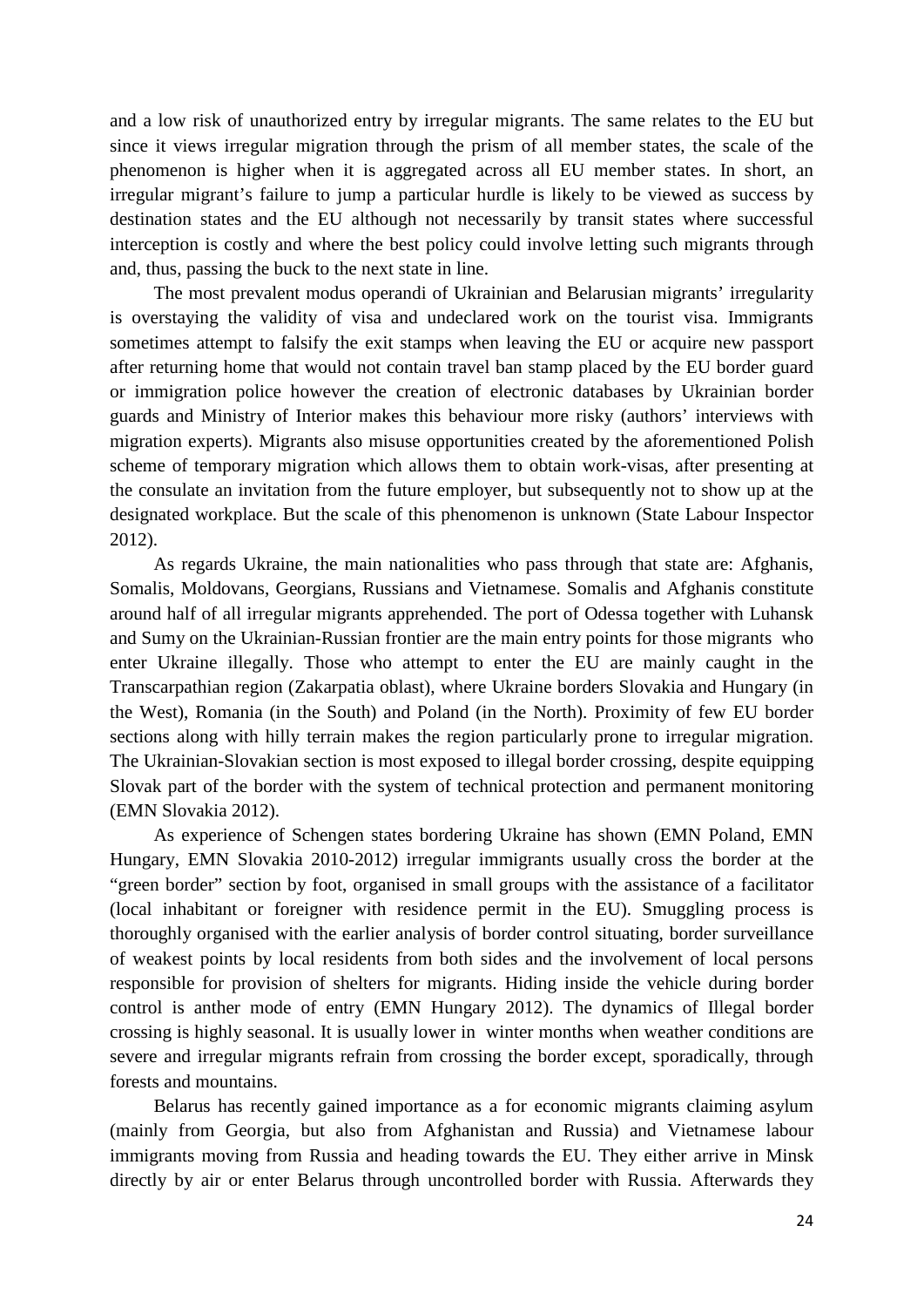and a low risk of unauthorized entry by irregular migrants. The same relates to the EU but since it views irregular migration through the prism of all member states, the scale of the phenomenon is higher when it is aggregated across all EU member states. In short, an irregular migrant's failure to jump a particular hurdle is likely to be viewed as success by destination states and the EU although not necessarily by transit states where successful interception is costly and where the best policy could involve letting such migrants through and, thus, passing the buck to the next state in line.

The most prevalent modus operandi of Ukrainian and Belarusian migrants' irregularity is overstaying the validity of visa and undeclared work on the tourist visa. Immigrants sometimes attempt to falsify the exit stamps when leaving the EU or acquire new passport after returning home that would not contain travel ban stamp placed by the EU border guard or immigration police however the creation of electronic databases by Ukrainian border guards and Ministry of Interior makes this behaviour more risky (authors' interviews with migration experts). Migrants also misuse opportunities created by the aforementioned Polish scheme of temporary migration which allows them to obtain work-visas, after presenting at the consulate an invitation from the future employer, but subsequently not to show up at the designated workplace. But the scale of this phenomenon is unknown (State Labour Inspector 2012).

As regards Ukraine, the main nationalities who pass through that state are: Afghanis, Somalis, Moldovans, Georgians, Russians and Vietnamese. Somalis and Afghanis constitute around half of all irregular migrants apprehended. The port of Odessa together with Luhansk and Sumy on the Ukrainian-Russian frontier are the main entry points for those migrants who enter Ukraine illegally. Those who attempt to enter the EU are mainly caught in the Transcarpathian region (Zakarpatia oblast), where Ukraine borders Slovakia and Hungary (in the West), Romania (in the South) and Poland (in the North). Proximity of few EU border sections along with hilly terrain makes the region particularly prone to irregular migration. The Ukrainian-Slovakian section is most exposed to illegal border crossing, despite equipping Slovak part of the border with the system of technical protection and permanent monitoring (EMN Slovakia 2012).

As experience of Schengen states bordering Ukraine has shown (EMN Poland, EMN Hungary, EMN Slovakia 2010-2012) irregular immigrants usually cross the border at the "green border" section by foot, organised in small groups with the assistance of a facilitator (local inhabitant or foreigner with residence permit in the EU). Smuggling process is thoroughly organised with the earlier analysis of border control situating, border surveillance of weakest points by local residents from both sides and the involvement of local persons responsible for provision of shelters for migrants. Hiding inside the vehicle during border control is anther mode of entry (EMN Hungary 2012). The dynamics of Illegal border crossing is highly seasonal. It is usually lower in winter months when weather conditions are severe and irregular migrants refrain from crossing the border except, sporadically, through forests and mountains.

Belarus has recently gained importance as a for economic migrants claiming asylum (mainly from Georgia, but also from Afghanistan and Russia) and Vietnamese labour immigrants moving from Russia and heading towards the EU. They either arrive in Minsk directly by air or enter Belarus through uncontrolled border with Russia. Afterwards they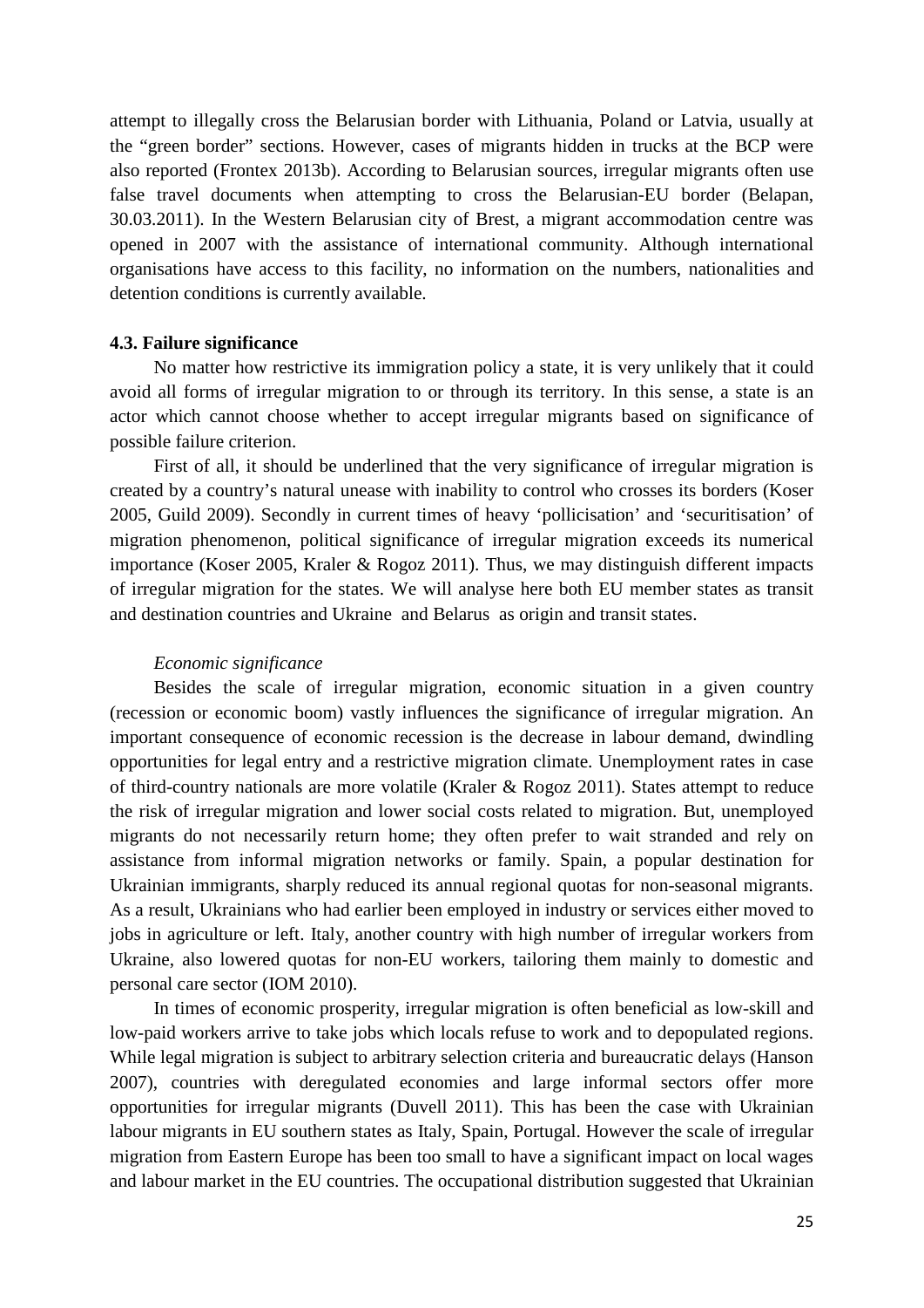attempt to illegally cross the Belarusian border with Lithuania, Poland or Latvia, usually at the "green border" sections. However, cases of migrants hidden in trucks at the BCP were also reported (Frontex 2013b). According to Belarusian sources, irregular migrants often use false travel documents when attempting to cross the Belarusian-EU border (Belapan, 30.03.2011). In the Western Belarusian city of Brest, a migrant accommodation centre was opened in 2007 with the assistance of international community. Although international organisations have access to this facility, no information on the numbers, nationalities and detention conditions is currently available.

### 4.3. Failure significance

No matter how restrictive its immigration policy a state, it is very unlikely that it could avoid all forms of irregular migration to or through its territory. In this sense, a state is an actor which cannot choose whether to accept irregular migrants based on significance of possible failure criterion.

First of all, it should be underlined that the very significance of irregular migration is created by a country's natural unease with inability to control who crosses its borders (Koser 2005, Guild 2009). Secondly in current times of heavy 'pollicisation' and 'securitisation' of migration phenomenon, political significance of irregular migration exceeds its numerical importance (Koser 2005, Kraler & Rogoz 2011). Thus, we may distinguish different impacts of irregular migration for the states. We will analyse here both EU member states as transit and destination countries and Ukraine and Belarus as origin and transit states.

*Economic significance*

Besides the scale of irregular migration, economic situation in a given country (recession or economic boom) vastly influences the significance of irregular migration. An important consequence of economic recession is the decrease in labour demand, dwindling opportunities for legal entry and a restrictive migration climate. Unemployment rates in case of third-country nationals are more volatile (Kraler & Rogoz 2011). States attempt to reduce the risk of irregular migration and lower social costs related to migration. But, unemployed migrants do not necessarily return home; they often prefer to wait stranded and rely on assistance from informal migration networks or family. Spain, a popular destination for Ukrainian immigrants, sharply reduced its annual regional quotas for non-seasonal migrants. As a result, Ukrainians who had earlier been employed in industry or services either moved to jobs in agriculture or left. Italy, another country with high number of irregular workers from Ukraine, also lowered quotas for non-EU workers, tailoring them mainly to domestic and personal care sector (IOM 2010).

In times of economic prosperity, irregular migration is often beneficial as low-skill and low-paid workers arrive to take jobs which locals refuse to work and to depopulated regions. While legal migration is subject to arbitrary selection criteria and bureaucratic delays (Hanson 2007), countries with deregulated economies and large informal sectors offer more opportunities for irregular migrants (Duvell 2011). This has been the case with Ukrainian labour migrants in EU southern states as Italy, Spain, Portugal. However the scale of irregular migration from Eastern Europe has been too small to have a significant impact on local wages and labour market in the EU countries. The occupational distribution suggested that Ukrainian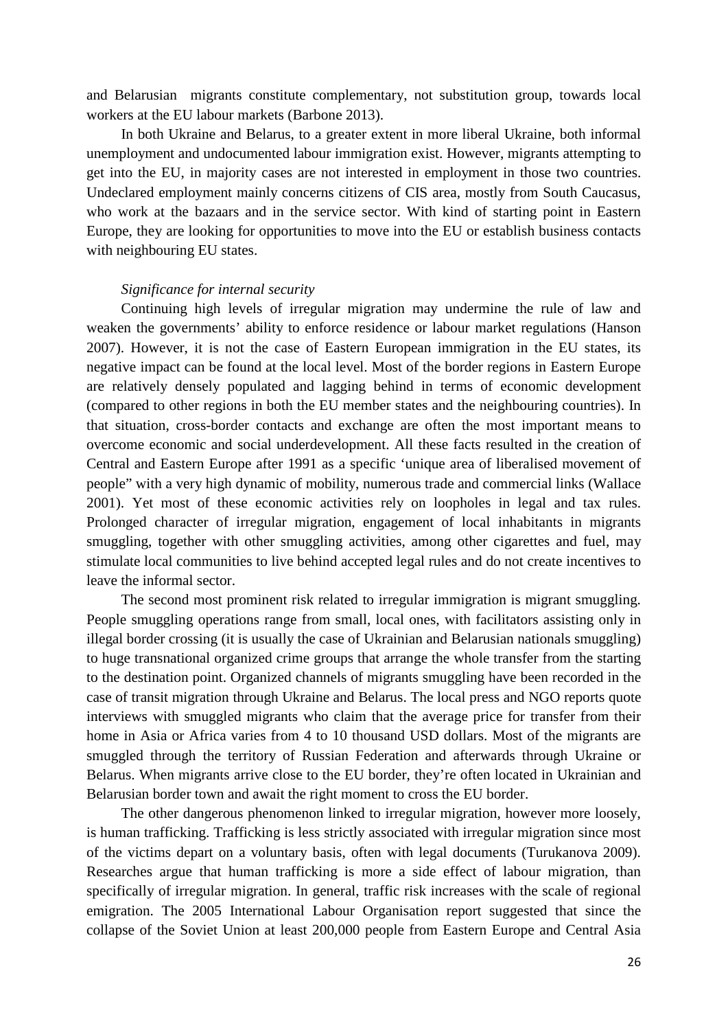and Belarusian  migrants constitute complementary, not substitution group, towards local workers at the EU labour markets (Barbone 2013).

In both Ukraine and Belarus, to a greater extent in more liberal Ukraine, both informal unemployment and undocumented labour immigration exist. However, migrants attempting to get into the EU, in majority cases are not interested in employment in those two countries. Undeclared employment mainly concerns citizens of CIS area, mostly from South Caucasus, who work at the bazaars and in the service sector. With kind of starting point in Eastern Europe, they are looking for opportunities to move into the EU or establish business contacts with neighbouring EU states.

*Significance for internal security*

Continuing high levels of irregular migration may undermine the rule of law and weaken the governments' ability to enforce residence or labour market regulations (Hanson 2007). However, it is not the case of Eastern European immigration in the EU states, its negative impact can be found at the local level. Most of the border regions in Eastern Europe are relatively densely populated and lagging behind in terms of economic development (compared to other regions in both the EU member states and the neighbouring countries). In that situation, cross-border contacts and exchange are often the most important means to overcome economic and social underdevelopment. All these facts resulted in the creation of Central and Eastern Europe after 1991 as a specific 'unique area of liberalised movement of people" with a very high dynamic of mobility, numerous trade and commercial links (Wallace 2001). Yet most of these economic activities rely on loopholes in legal and tax rules. Prolonged character of irregular migration, engagement of local inhabitants in migrants smuggling, together with other smuggling activities, among other cigarettes and fuel, may stimulate local communities to live behind accepted legal rules and do not create incentives to leave the informal sector.

The second most prominent risk related to irregular immigration is migrant smuggling. People smuggling operations range from small, local ones, with facilitators assisting only in illegal border crossing (it is usually the case of Ukrainian and Belarusian nationals smuggling) to huge transnational organized crime groups that arrange the whole transfer from the starting to the destination point. Organized channels of migrants smuggling have been recorded in the case of transit migration through Ukraine and Belarus. The local press and NGO reports quote interviews with smuggled migrants who claim that the average price for transfer from their home in Asia or Africa varies from 4 to 10 thousand USD dollars. Most of the migrants are smuggled through the territory of Russian Federation and afterwards through Ukraine or Belarus. When migrants arrive close to the EU border, they're often located in Ukrainian and Belarusian border town and await the right moment to cross the EU border.

The other dangerous phenomenon linked to irregular migration, however more loosely, is human trafficking. Trafficking is less strictly associated with irregular migration since most of the victims depart on a voluntary basis, often with legal documents (Turukanova 2009). Researches argue that human trafficking is more a side effect of labour migration, than specifically of irregular migration. In general, traffic risk increases with the scale of regional emigration. The 2005 International Labour Organisation report suggested that since the collapse of the Soviet Union at least 200,000 people from Eastern Europe and Central Asia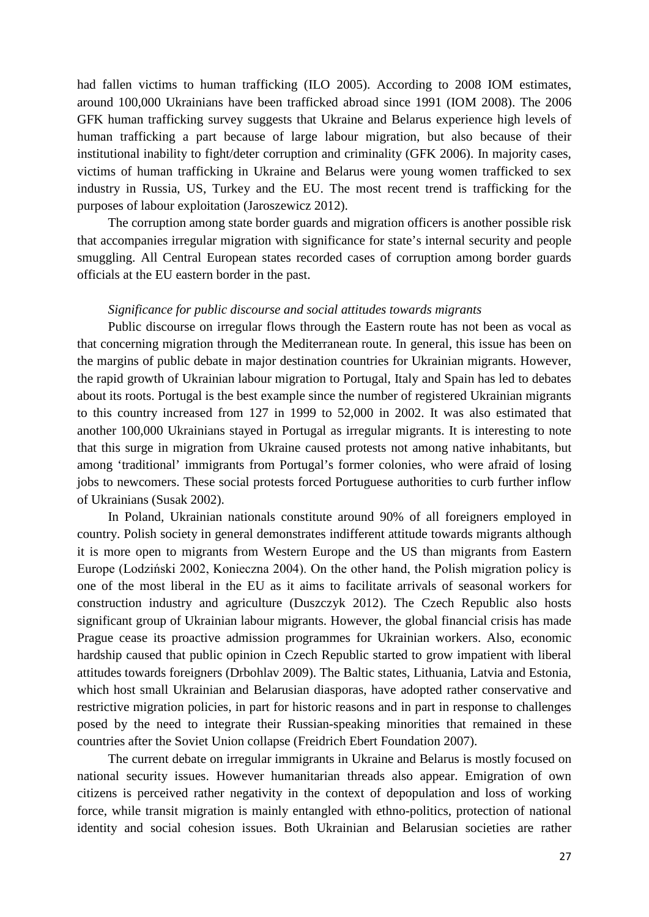had fallen victims to human trafficking (ILO 2005). According to 2008 IOM estimates, around 100,000 Ukrainians have been trafficked abroad since 1991 (IOM 2008). The 2006 GFK human trafficking survey suggests that Ukraine and Belarus experience high levels of human trafficking a part because of large labour migration, but also because of their institutional inability to fight/deter corruption and criminality (GFK 2006). In majority cases, victims of human trafficking in Ukraine and Belarus were young women trafficked to sex industry in Russia, US, Turkey and the EU. The most recent trend is trafficking for the purposes of labour exploitation (Jaroszewicz 2012).

The corruption among state border guards and migration officers is another possible risk that accompanies irregular migration with significance for state's internal security and people smuggling. All Central European states recorded cases of corruption among border guards officials at the EU eastern border in the past.

*Significance for public discourse and social attitudes towards migrants*

Public discourse on irregular flows through the Eastern route has not been as vocal as that concerning migration through the Mediterranean route. In general, this issue has been on the margins of public debate in major destination countries for Ukrainian migrants. However, the rapid growth of Ukrainian labour migration to Portugal, Italy and Spain has led to debates about its roots. Portugal is the best example since the number of registered Ukrainian migrants to this country increased from 127 in 1999 to 52,000 in 2002. It was also estimated that another 100,000 Ukrainians stayed in Portugal as irregular migrants. It is interesting to note that this surge in migration from Ukraine caused protests not among native inhabitants, but among 'traditional' immigrants from Portugal's former colonies, who were afraid of losing jobs to newcomers. These social protests forced Portuguese authorities to curb further inflow of Ukrainians (Susak 2002).

In Poland, Ukrainian nationals constitute around 90% of all foreigners employed in country. Polish society in general demonstrates indifferent attitude towards migrants although it is more open to migrants from Western Europe and the US than migrants from Eastern Europe (Lodziński 2002, Konieczna 2004). On the other hand, the Polish migration policy is one of the most liberal in the EU as it aims to facilitate arrivals of seasonal workers for construction industry and agriculture (Duszczyk 2012). The Czech Republic also hosts significant group of Ukrainian labour migrants. However, the global financial crisis has made Prague cease its proactive admission programmes for Ukrainian workers. Also, economic hardship caused that public opinion in Czech Republic started to grow impatient with liberal attitudes towards foreigners (Drbohlav 2009). The Baltic states, Lithuania, Latvia and Estonia, which host small Ukrainian and Belarusian diasporas, have adopted rather conservative and restrictive migration policies, in part for historic reasons and in part in response to challenges posed by the need to integrate their Russian-speaking minorities that remained in these countries after the Soviet Union collapse (Freidrich Ebert Foundation 2007).

The current debate on irregular immigrants in Ukraine and Belarus is mostly focused on national security issues. However humanitarian threads also appear. Emigration of own citizens is perceived rather negativity in the context of depopulation and loss of working force, while transit migration is mainly entangled with ethno-politics, protection of national identity and social cohesion issues. Both Ukrainian and Belarusian societies are rather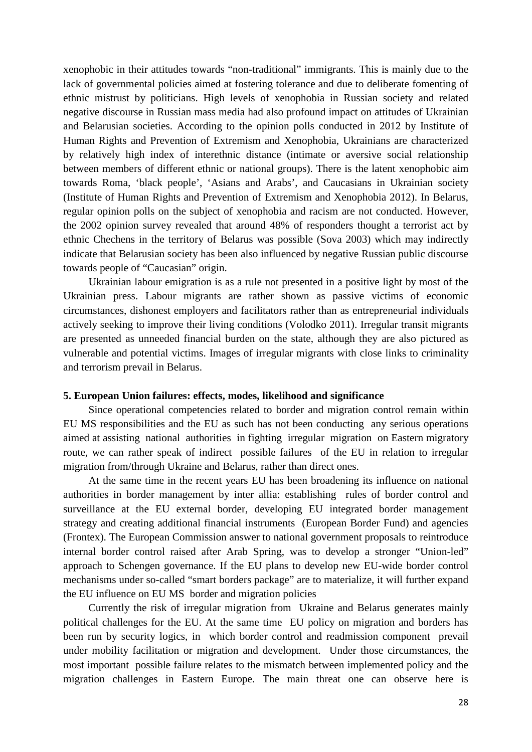xenophobic in their attitudes towards "non-traditional" immigrants. This is mainly due to the lack of governmental policies aimed at fostering tolerance and due to deliberate fomenting of ethnic mistrust by politicians. High levels of xenophobia in Russian society and related negative discourse in Russian mass media had also profound impact on attitudes of Ukrainian and Belarusian societies. According to the opinion polls conducted in 2012 by Institute of Human Rights and Prevention of Extremism and Xenophobia, Ukrainians are characterized by relatively high index of interethnic distance (intimate or aversive social relationship between members of different ethnic or national groups). There is the latent xenophobic aim towards Roma, 'black people', 'Asians and Arabs', and Caucasians in Ukrainian society (Institute of Human Rights and Prevention of Extremism and Xenophobia 2012). In Belarus, regular opinion polls on the subject of xenophobia and racism are not conducted. However, the 2002 opinion survey revealed that around 48% of responders thought a terrorist act by ethnic Chechens in the territory of Belarus was possible (Sova 2003) which may indirectly indicate that Belarusian society has been also influenced by negative Russian public discourse towards people of "Caucasian" origin.

Ukrainian labour emigration is as a rule not presented in a positive light by most of the Ukrainian press. Labour migrants are rather shown as passive victims of economic circumstances, dishonest employers and facilitators rather than as entrepreneurial individuals actively seeking to improve their living conditions (Volodko 2011). Irregular transit migrants are presented as unneeded financial burden on the state, although they are also pictured as vulnerable and potential victims. Images of irregular migrants with close links to criminality and terrorism prevail in Belarus.

**5. European Union failures: effects, modes, likelihood and significance**

Since operational competencies related to border and migration control remain within EU MS responsibilities and the EU as such has not been conducting any serious operations aimed at assisting national authorities in fighting irregular migration on Eastern migratory route, we can rather speak of indirect possible failures of the EU in relation to irregular migration from/through Ukraine and Belarus, rather than direct ones.

At the same time in the recent years EU has been broadening its influence on national authorities in border management by inter allia: establishing rules of border control and surveillance at the EU external border, developing EU integrated border management strategy and creating additional financial instruments (European Border Fund) and agencies (Frontex). The European Commission answer to national government proposals to reintroduce internal border control raised after Arab Spring, was to develop a stronger "Union-led" approach to Schengen governance. If the EU plans to develop new EU-wide border control mechanisms under so-called "smart borders package" are to materialize, it will further expand the EU influence on EU MS border and migration policies

Currently the risk of irregular migration from Ukraine and Belarus generates mainly political challenges for the EU. At the same time EU policy on migration and borders has been run by security logics, in which border control and readmission component prevail under mobility facilitation or migration and development. Under those circumstances, the most important possible failure relates to the mismatch between implemented policy and the migration challenges in Eastern Europe. The main threat one can observe here is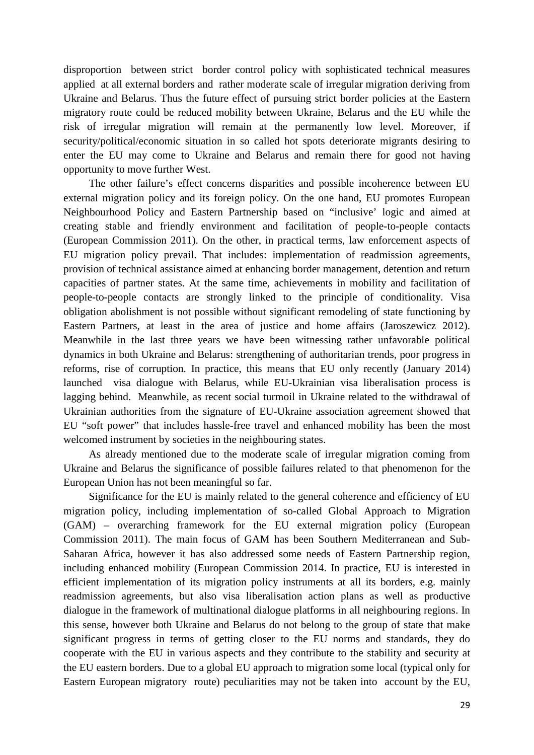disproportion between strict border control policy with sophisticated technical measures applied at all external borders and rather moderate scale of irregular migration deriving from Ukraine and Belarus. Thus the future effect of pursuing strict border policies at the Eastern migratory route could be reduced mobility between Ukraine, Belarus and the EU while the risk of irregular migration will remain at the permanently low level. Moreover, if security/political/economic situation in so called hot spots deteriorate migrants desiring to enter the EU may come to Ukraine and Belarus and remain there for good not having opportunity to move further West.

The other failure's effect concerns disparities and possible incoherence between EU external migration policy and its foreign policy. On the one hand, EU promotes European Neighbourhood Policy and Eastern Partnership based on "inclusive' logic and aimed at creating stable and friendly environment and facilitation of people-to-people contacts (European Commission 2011). On the other, in practical terms, law enforcement aspects of EU migration policy prevail. That includes: implementation of readmission agreements, provision of technical assistance aimed at enhancing border management, detention and return capacities of partner states. At the same time, achievements in mobility and facilitation of people-to-people contacts are strongly linked to the principle of conditionality. Visa obligation abolishment is not possible without significant remodeling of state functioning by Eastern Partners, at least in the area of justice and home affairs (Jaroszewicz 2012). Meanwhile in the last three years we have been witnessing rather unfavorable political dynamics in both Ukraine and Belarus: strengthening of authoritarian trends, poor progress in reforms, rise of corruption. In practice, this means that EU only recently (January 2014) launched visa dialogue with Belarus, while EU-Ukrainian visa liberalisation process is lagging behind. Meanwhile, as recent social turmoil in Ukraine related to the withdrawal of Ukrainian authorities from the signature of EU-Ukraine association agreement showed that EU "soft power" that includes hassle-free travel and enhanced mobility has been the most welcomed instrument by societies in the neighbouring states.

As already mentioned due to the moderate scale of irregular migration coming from Ukraine and Belarus the significance of possible failures related to that phenomenon for the European Union has not been meaningful so far.

Significance for the EU is mainly related to the general coherence and efficiency of EU migration policy, including implementation of so-called Global Approach to Migration (GAM) – overarching framework for the EU external migration policy (European Commission 2011). The main focus of GAM has been Southern Mediterranean and Sub-Saharan Africa, however it has also addressed some needs of Eastern Partnership region, including enhanced mobility (European Commission 2014. In practice, EU is interested in efficient implementation of its migration policy instruments at all its borders, e.g. mainly readmission agreements, but also visa liberalisation action plans as well as productive dialogue in the framework of multinational dialogue platforms in all neighbouring regions. In this sense, however both Ukraine and Belarus do not belong to the group of state that make significant progress in terms of getting closer to the EU norms and standards, they do cooperate with the EU in various aspects and they contribute to the stability and security at the EU eastern borders. Due to a global EU approach to migration some local (typical only for Eastern European migratory route) peculiarities may not be taken into account by the EU,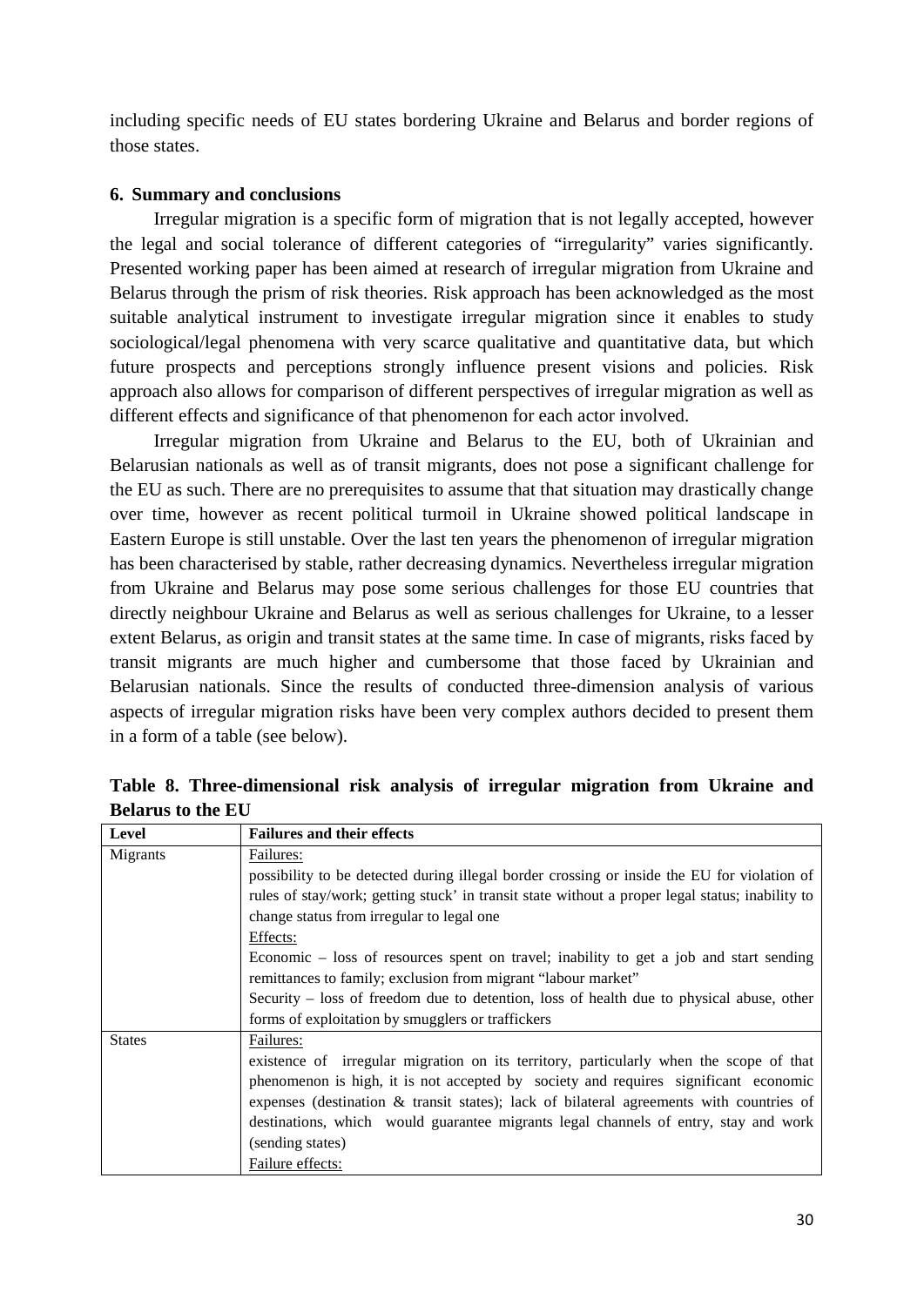including specific needs of EU states bordering Ukraine and Belarus and border regions of those states.

## 6. Summary and conclusions

Irregular migration is a specific form of migration that is not legally accepted, however the legal and social tolerance of different categories of "irregularity" varies significantly. Presented working paper has been aimed at research of irregular migration from Ukraine and Belarus through the prism of risk theories. Risk approach has been acknowledged as the most suitable analytical instrument to investigate irregular migration since it enables to study sociological/legal phenomena with very scarce qualitative and quantitative data, but which future prospects and perceptions strongly influence present visions and policies. Risk approach also allows for comparison of different perspectives of irregular migration as well as different effects and significance of that phenomenon for each actor involved.

Irregular migration from Ukraine and Belarus to the EU, both of Ukrainian and Belarusian nationals as well as of transit migrants, does not pose a significant challenge for the EU as such. There are no prerequisites to assume that that situation may drastically change over time, however as recent political turmoil in Ukraine showed political landscape in Eastern Europe is still unstable. Over the last ten years the phenomenon of irregular migration has been characterised by stable, rather decreasing dynamics. Nevertheless irregular migration from Ukraine and Belarus may pose some serious challenges for those EU countries that directly neighbour Ukraine and Belarus as well as serious challenges for Ukraine, to a lesser extent Belarus, as origin and transit states at the same time. In case of migrants, risks faced by transit migrants are much higher and cumbersome that those faced by Ukrainian and Belarusian nationals. Since the results of conducted three-dimension analysis of various aspects of irregular migration risks have been very complex authors decided to present them in a form of a table (see below).

**Table 8. Three-dimensional risk analysis of irregular migration from Ukraine and Belarus to the EU**

| Level | Failures and their effects |
|---|---|
| Migrants | Failures:<br>possibility to be detected during illegal border crossing or inside the EU for violation of rules of stay/work; getting stuck' in transit state without a proper legal status; inability to change status from irregular to legal one<br>Effects:<br>Economic – loss of resources spent on travel; inability to get a job and start sending remittances to family; exclusion from migrant "labour market"<br>Security – loss of freedom due to detention, loss of health due to physical abuse, other forms of exploitation by smugglers or traffickers |
| States | Failures:<br>existence of irregular migration on its territory, particularly when the scope of that phenomenon is high, it is not accepted by society and requires significant economic expenses (destination & transit states); lack of bilateral agreements with countries of destinations, which would guarantee migrants legal channels of entry, stay and work (sending states)<br>Failure effects: |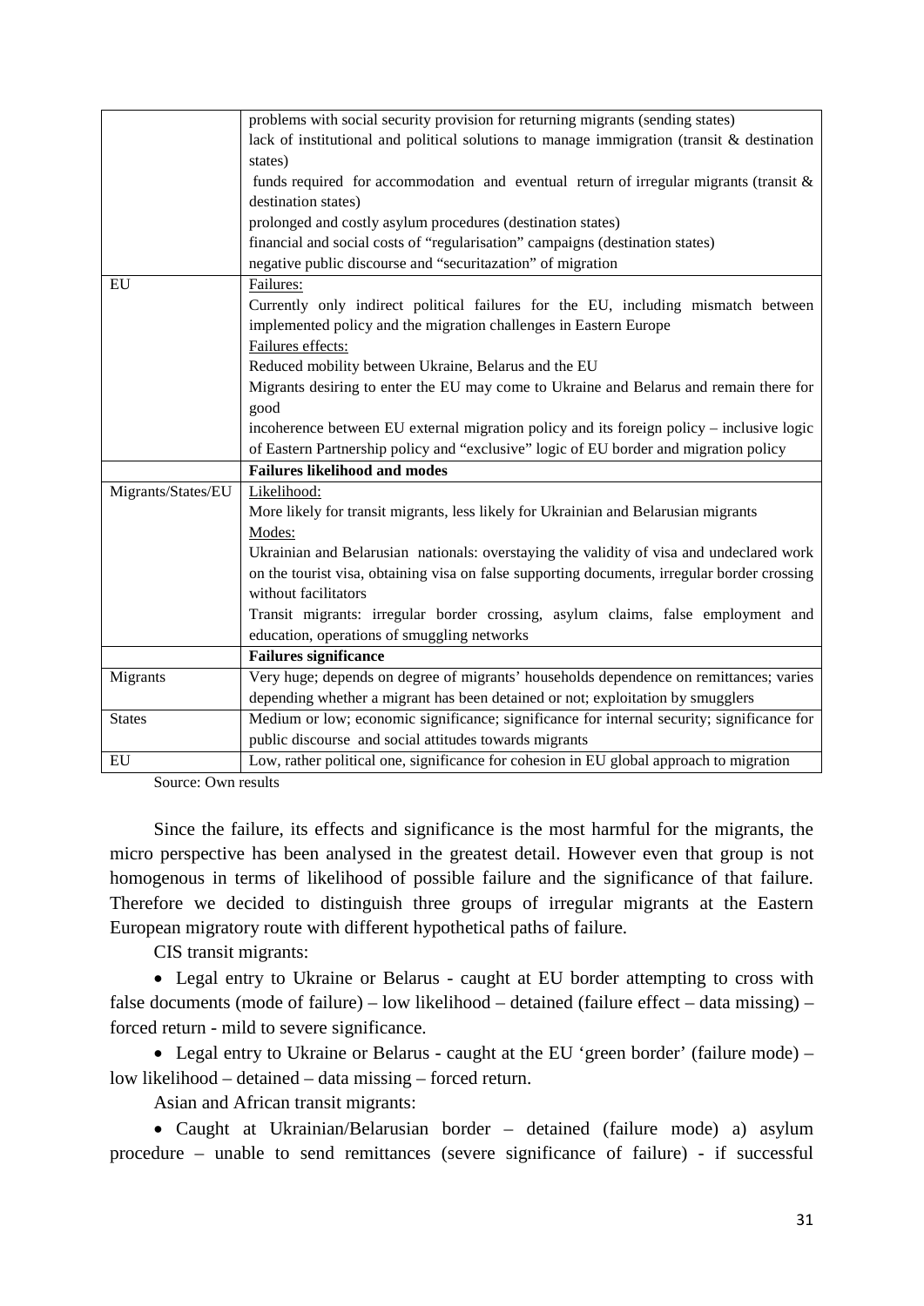| | |
|---|---|
| | problems with social security provision for returning migrants (sending states)<br>lack of institutional and political solutions to manage immigration (transit & destination states)<br>funds required for accommodation and eventual return of irregular migrants (transit & destination states)<br>prolonged and costly asylum procedures (destination states)<br>financial and social costs of "regularisation" campaigns (destination states)<br>negative public discourse and "securitazation" of migration |
| EU | Failures:<br>Currently only indirect political failures for the EU, including mismatch between implemented policy and the migration challenges in Eastern Europe<br>Failures effects:<br>Reduced mobility between Ukraine, Belarus and the EU<br>Migrants desiring to enter the EU may come to Ukraine and Belarus and remain there for good<br>incoherence between EU external migration policy and its foreign policy – inclusive logic of Eastern Partnership policy and "exclusive" logic of EU border and migration policy |
| | **Failures likelihood and modes** |
| Migrants/States/EU | Likelihood:<br>More likely for transit migrants, less likely for Ukrainian and Belarusian migrants<br>Modes:<br>Ukrainian and Belarusian nationals: overstaying the validity of visa and undeclared work on the tourist visa, obtaining visa on false supporting documents, irregular border crossing without facilitators<br>Transit migrants: irregular border crossing, asylum claims, false employment and education, operations of smuggling networks |
| | **Failures significance** |
| Migrants | Very huge; depends on degree of migrants' households dependence on remittances; varies depending whether a migrant has been detained or not; exploitation by smugglers |
| States | Medium or low; economic significance; significance for internal security; significance for public discourse and social attitudes towards migrants |
| EU | Low, rather political one, significance for cohesion in EU global approach to migration |

Source: Own results

Since the failure, its effects and significance is the most harmful for the migrants, the micro perspective has been analysed in the greatest detail. However even that group is not homogenous in terms of likelihood of possible failure and the significance of that failure. Therefore we decided to distinguish three groups of irregular migrants at the Eastern European migratory route with different hypothetical paths of failure.

CIS transit migrants:

- Legal entry to Ukraine or Belarus - caught at EU border attempting to cross with false documents (mode of failure) – low likelihood – detained (failure effect – data missing) – forced return - mild to severe significance.
- Legal entry to Ukraine or Belarus - caught at the EU 'green border' (failure mode) – low likelihood – detained – data missing – forced return.

Asian and African transit migrants:

- Caught at Ukrainian/Belarusian border – detained (failure mode) a) asylum procedure – unable to send remittances (severe significance of failure) - if successful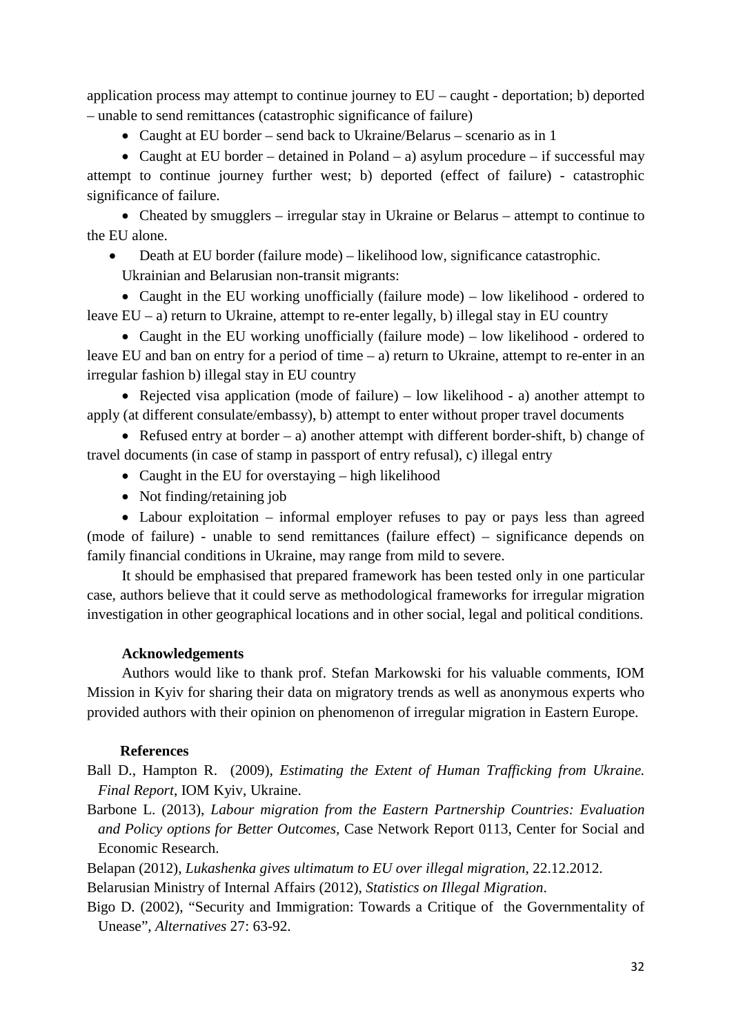application process may attempt to continue journey to EU – caught - deportation; b) deported – unable to send remittances (catastrophic significance of failure)

- Caught at EU border – send back to Ukraine/Belarus – scenario as in 1
- Caught at EU border – detained in Poland – a) asylum procedure – if successful may attempt to continue journey further west; b) deported (effect of failure) - catastrophic significance of failure.
- Cheated by smugglers – irregular stay in Ukraine or Belarus – attempt to continue to the EU alone.
- Death at EU border (failure mode) – likelihood low, significance catastrophic.

Ukrainian and Belarusian non-transit migrants:

- Caught in the EU working unofficially (failure mode) – low likelihood - ordered to leave EU – a) return to Ukraine, attempt to re-enter legally, b) illegal stay in EU country
- Caught in the EU working unofficially (failure mode) – low likelihood - ordered to leave EU and ban on entry for a period of time – a) return to Ukraine, attempt to re-enter in an irregular fashion b) illegal stay in EU country
- Rejected visa application (mode of failure) – low likelihood - a) another attempt to apply (at different consulate/embassy), b) attempt to enter without proper travel documents
- Refused entry at border – a) another attempt with different border-shift, b) change of travel documents (in case of stamp in passport of entry refusal), c) illegal entry
- Caught in the EU for overstaying – high likelihood
- Not finding/retaining job
- Labour exploitation – informal employer refuses to pay or pays less than agreed (mode of failure) - unable to send remittances (failure effect) – significance depends on family financial conditions in Ukraine, may range from mild to severe.

It should be emphasised that prepared framework has been tested only in one particular case, authors believe that it could serve as methodological frameworks for irregular migration investigation in other geographical locations and in other social, legal and political conditions.

### Acknowledgements

Authors would like to thank prof. Stefan Markowski for his valuable comments, IOM Mission in Kyiv for sharing their data on migratory trends as well as anonymous experts who provided authors with their opinion on phenomenon of irregular migration in Eastern Europe.

### References

Ball D., Hampton R. (2009), *Estimating the Extent of Human Trafficking from Ukraine. Final Report*, IOM Kyiv, Ukraine.

Barbone L. (2013), *Labour migration from the Eastern Partnership Countries: Evaluation and Policy options for Better Outcomes*, Case Network Report 0113, Center for Social and Economic Research.

Belapan (2012), *Lukashenka gives ultimatum to EU over illegal migration*, 22.12.2012.

Belarusian Ministry of Internal Affairs (2012), *Statistics on Illegal Migration*.

Bigo D. (2002), "Security and Immigration: Towards a Critique of the Governmentality of Unease", *Alternatives* 27: 63-92.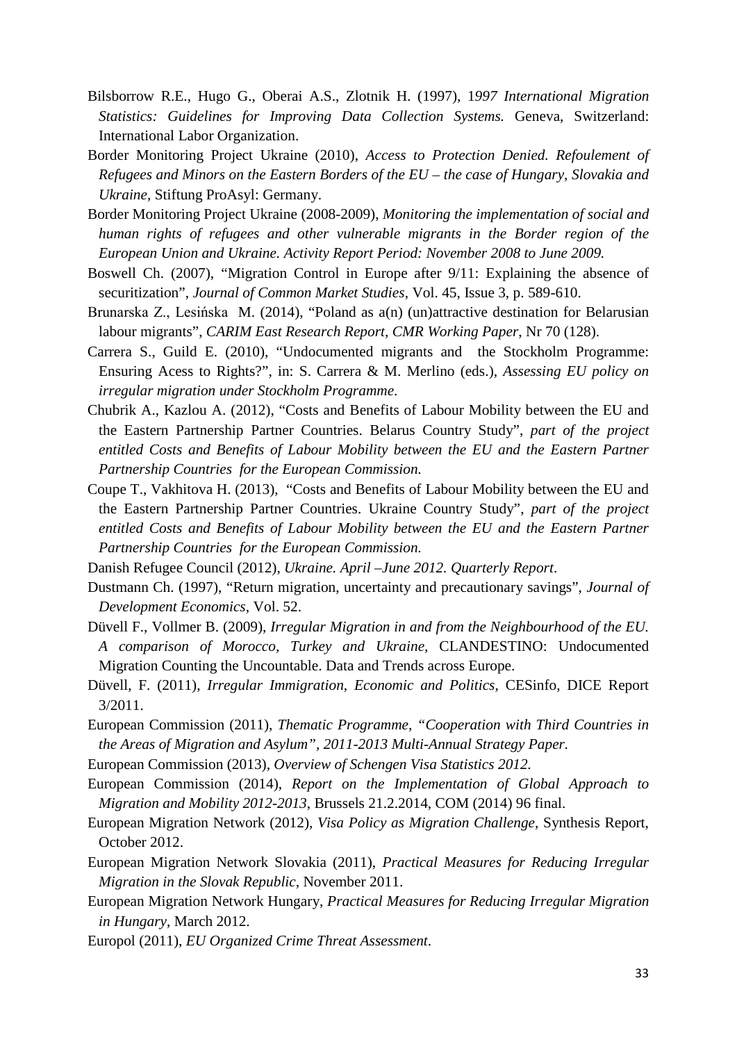Bilsborrow R.E., Hugo G., Oberai A.S., Zlotnik H. (1997), 1*997 International Migration Statistics: Guidelines for Improving Data Collection Systems.* Geneva, Switzerland: International Labor Organization.

Border Monitoring Project Ukraine (2010), *Access to Protection Denied. Refoulement of Refugees and Minors on the Eastern Borders of the EU – the case of Hungary, Slovakia and Ukraine*, Stiftung ProAsyl: Germany.

Border Monitoring Project Ukraine (2008-2009), *Monitoring the implementation of social and human rights of refugees and other vulnerable migrants in the Border region of the European Union and Ukraine. Activity Report Period: November 2008 to June 2009.*

Boswell Ch. (2007), "Migration Control in Europe after 9/11: Explaining the absence of securitization", *Journal of Common Market Studies*, Vol. 45, Issue 3, p. 589-610.

Brunarska Z., Lesińska M. (2014), "Poland as a(n) (un)attractive destination for Belarusian labour migrants", *CARIM East Research Report, CMR Working Paper*, Nr 70 (128).

Carrera S., Guild E. (2010), "Undocumented migrants and the Stockholm Programme: Ensuring Acess to Rights?", in: S. Carrera & M. Merlino (eds.), *Assessing EU policy on irregular migration under Stockholm Programme*.

Chubrik A., Kazlou A. (2012), "Costs and Benefits of Labour Mobility between the EU and the Eastern Partnership Partner Countries. Belarus Country Study", *part of the project entitled Costs and Benefits of Labour Mobility between the EU and the Eastern Partner Partnership Countries for the European Commission.*

Coupe T., Vakhitova H. (2013), "Costs and Benefits of Labour Mobility between the EU and the Eastern Partnership Partner Countries. Ukraine Country Study", *part of the project entitled Costs and Benefits of Labour Mobility between the EU and the Eastern Partner Partnership Countries for the European Commission.*

Danish Refugee Council (2012), *Ukraine. April –June 2012. Quarterly Report*.

Dustmann Ch. (1997), "Return migration, uncertainty and precautionary savings", *Journal of Development Economics*, Vol. 52.

Düvell F., Vollmer B. (2009), *Irregular Migration in and from the Neighbourhood of the EU. A comparison of Morocco, Turkey and Ukraine*, CLANDESTINO: Undocumented Migration Counting the Uncountable. Data and Trends across Europe.

Düvell, F. (2011), *Irregular Immigration, Economic and Politics*, CESinfo, DICE Report 3/2011.

European Commission (2011), *Thematic Programme, "Cooperation with Third Countries in the Areas of Migration and Asylum", 2011-2013 Multi-Annual Strategy Paper.*

European Commission (2013), *Overview of Schengen Visa Statistics 2012.*

European Commission (2014), *Report on the Implementation of Global Approach to Migration and Mobility 2012-2013*, Brussels 21.2.2014, COM (2014) 96 final.

European Migration Network (2012), *Visa Policy as Migration Challenge*, Synthesis Report, October 2012.

European Migration Network Slovakia (2011), *Practical Measures for Reducing Irregular Migration in the Slovak Republic*, November 2011.

European Migration Network Hungary, *Practical Measures for Reducing Irregular Migration in Hungary*, March 2012.

Europol (2011), *EU Organized Crime Threat Assessment*.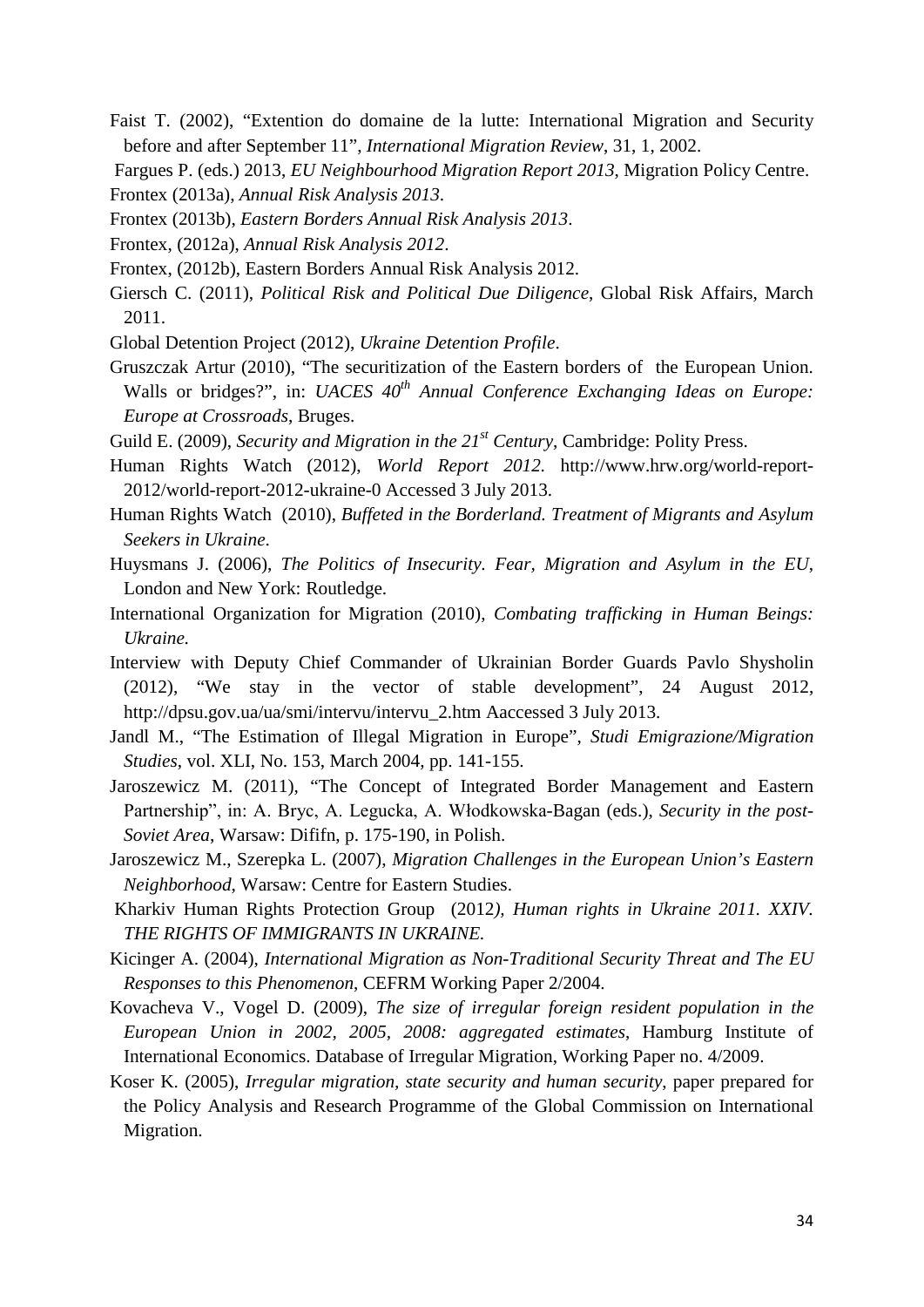Faist T. (2002), "Extention do domaine de la lutte: International Migration and Security before and after September 11", *International Migration Review*, 31, 1, 2002.

Fargues P. (eds.) 2013, *EU Neighbourhood Migration Report 2013*, Migration Policy Centre.

Frontex (2013a), *Annual Risk Analysis 2013*.

Frontex (2013b), *Eastern Borders Annual Risk Analysis 2013*.

Frontex, (2012a), *Annual Risk Analysis 2012*.

Frontex, (2012b), Eastern Borders Annual Risk Analysis 2012.

Giersch C. (2011), *Political Risk and Political Due Diligence*, Global Risk Affairs, March 2011.

Global Detention Project (2012), *Ukraine Detention Profile*.

Gruszczak Artur (2010), "The securitization of the Eastern borders of the European Union. Walls or bridges?", in: *UACES 40th Annual Conference Exchanging Ideas on Europe: Europe at Crossroads*, Bruges.

Guild E. (2009), *Security and Migration in the 21st Century*, Cambridge: Polity Press.

Human Rights Watch (2012), *World Report 2012*. http://www.hrw.org/world-report-2012/world-report-2012-ukraine-0 Accessed 3 July 2013.

Human Rights Watch (2010), *Buffeted in the Borderland. Treatment of Migrants and Asylum Seekers in Ukraine*.

Huysmans J. (2006), *The Politics of Insecurity. Fear, Migration and Asylum in the EU*, London and New York: Routledge.

International Organization for Migration (2010), *Combating trafficking in Human Beings: Ukraine.*

Interview with Deputy Chief Commander of Ukrainian Border Guards Pavlo Shysholin (2012), "We stay in the vector of stable development", 24 August 2012, http://dpsu.gov.ua/ua/smi/intervu/intervu_2.htm Aaccessed 3 July 2013.

Jandl M., "The Estimation of Illegal Migration in Europe", *Studi Emigrazione/Migration Studies*, vol. XLI, No. 153, March 2004, pp. 141-155.

Jaroszewicz M. (2011), "The Concept of Integrated Border Management and Eastern Partnership", in: A. Bryc, A. Legucka, A. Włodkowska-Bagan (eds.), *Security in the post-Soviet Area*, Warsaw: Difin, p. 175-190, in Polish.

Jaroszewicz M., Szerepka L. (2007), *Migration Challenges in the European Union's Eastern Neighborhood*, Warsaw: Centre for Eastern Studies.

Kharkiv Human Rights Protection Group (2012*), Human rights in Ukraine 2011. XXIV. THE RIGHTS OF IMMIGRANTS IN UKRAINE.*

Kicinger A. (2004), *International Migration as Non-Traditional Security Threat and The EU Responses to this Phenomenon*, CEFRM Working Paper 2/2004.

Kovacheva V., Vogel D. (2009), *The size of irregular foreign resident population in the European Union in 2002, 2005, 2008: aggregated estimates*, Hamburg Institute of International Economics. Database of Irregular Migration, Working Paper no. 4/2009.

Koser K. (2005), *Irregular migration, state security and human security*, paper prepared for the Policy Analysis and Research Programme of the Global Commission on International Migration.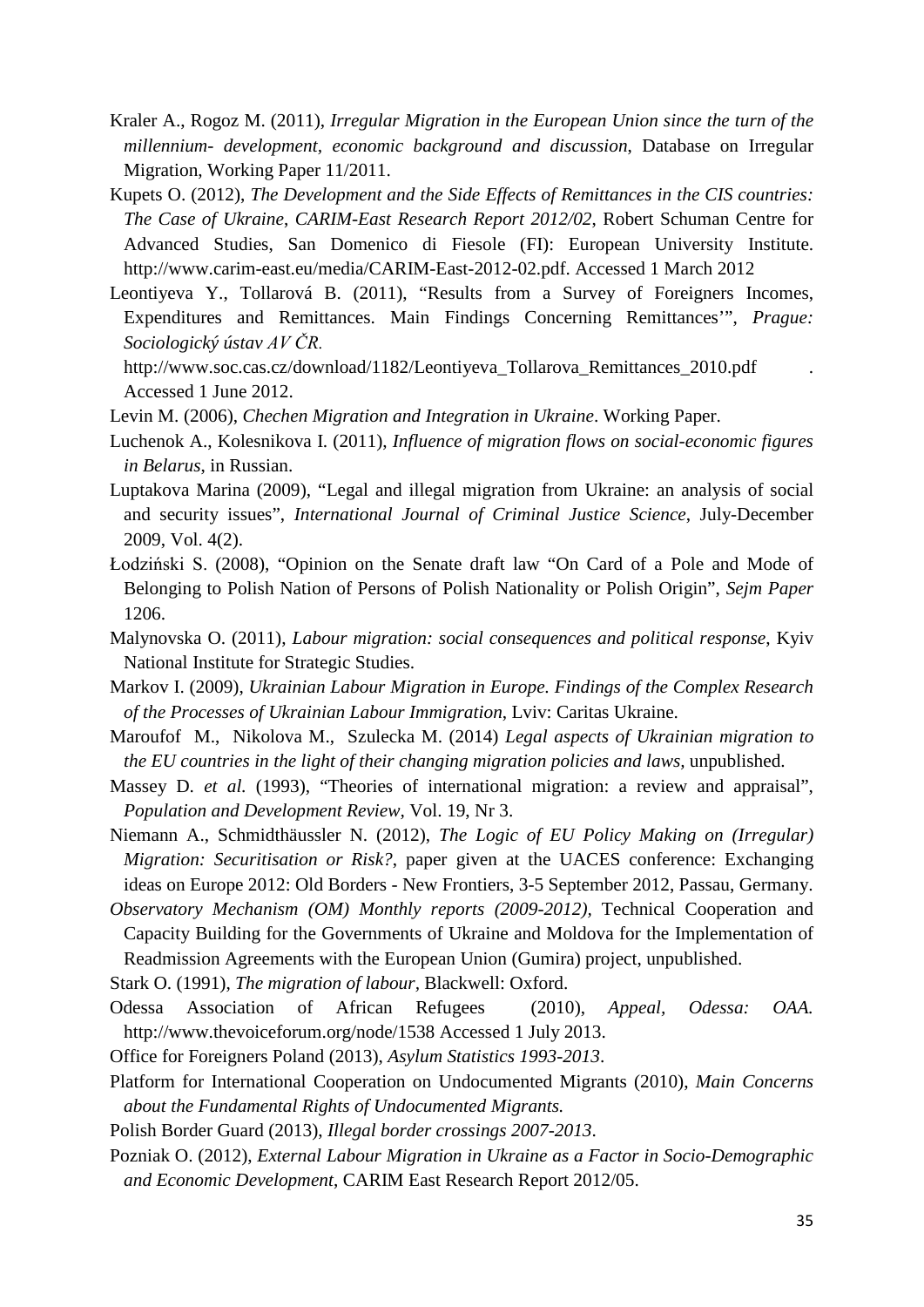Kraler A., Rogoz M. (2011), *Irregular Migration in the European Union since the turn of the millennium- development, economic background and discussion*, Database on Irregular Migration, Working Paper 11/2011.

Kupets O. (2012), *The Development and the Side Effects of Remittances in the CIS countries: The Case of Ukraine*, *CARIM-East Research Report 2012/02*, Robert Schuman Centre for Advanced Studies, San Domenico di Fiesole (FI): European University Institute. http://www.carim-east.eu/media/CARIM-East-2012-02.pdf. Accessed 1 March 2012

Leontiyeva Y., Tollarová B. (2011), "Results from a Survey of Foreigners Incomes, Expenditures and Remittances. Main Findings Concerning Remittances'", *Prague: Sociologický ústav AV ČR*. http://www.soc.cas.cz/download/1182/Leontiyeva_Tollarova_Remittances_2010.pdf . Accessed 1 June 2012.

Levin M. (2006), *Chechen Migration and Integration in Ukraine*. Working Paper.

Luchenok A., Kolesnikova I. (2011), *Influence of migration flows on social-economic figures in Belarus*, in Russian.

Luptakova Marina (2009), "Legal and illegal migration from Ukraine: an analysis of social and security issues", *International Journal of Criminal Justice Science*, July-December 2009, Vol. 4(2).

Łodziński S. (2008), "Opinion on the Senate draft law "On Card of a Pole and Mode of Belonging to Polish Nation of Persons of Polish Nationality or Polish Origin", *Sejm Paper* 1206.

Malynovska O. (2011), *Labour migration: social consequences and political response*, Kyiv National Institute for Strategic Studies.

Markov I. (2009), *Ukrainian Labour Migration in Europe. Findings of the Complex Research of the Processes of Ukrainian Labour Immigration*, Lviv: Caritas Ukraine.

Maroufof M., Nikolova M., Szulecka M. (2014) *Legal aspects of Ukrainian migration to the EU countries in the light of their changing migration policies and laws*, unpublished.

Massey D. *et al.* (1993), "Theories of international migration: a review and appraisal", *Population and Development Review*, Vol. 19, Nr 3.

Niemann A., Schmidthäussler N. (2012), *The Logic of EU Policy Making on (Irregular) Migration: Securitisation or Risk?*, paper given at the UACES conference: Exchanging ideas on Europe 2012: Old Borders - New Frontiers, 3-5 September 2012, Passau, Germany.

*Observatory Mechanism (OM) Monthly reports (2009-2012)*, Technical Cooperation and Capacity Building for the Governments of Ukraine and Moldova for the Implementation of Readmission Agreements with the European Union (Gumira) project, unpublished.

Stark O. (1991), *The migration of labour*, Blackwell: Oxford.

Odessa Association of African Refugees (2010), *Appeal, Odessa: OAA.* http://www.thevoiceforum.org/node/1538 Accessed 1 July 2013.

Office for Foreigners Poland (2013), *Asylum Statistics 1993-2013*.

Platform for International Cooperation on Undocumented Migrants (2010), *Main Concerns about the Fundamental Rights of Undocumented Migrants.*

Polish Border Guard (2013), *Illegal border crossings 2007-2013*.

Pozniak O. (2012), *External Labour Migration in Ukraine as a Factor in Socio-Demographic and Economic Development*, CARIM East Research Report 2012/05.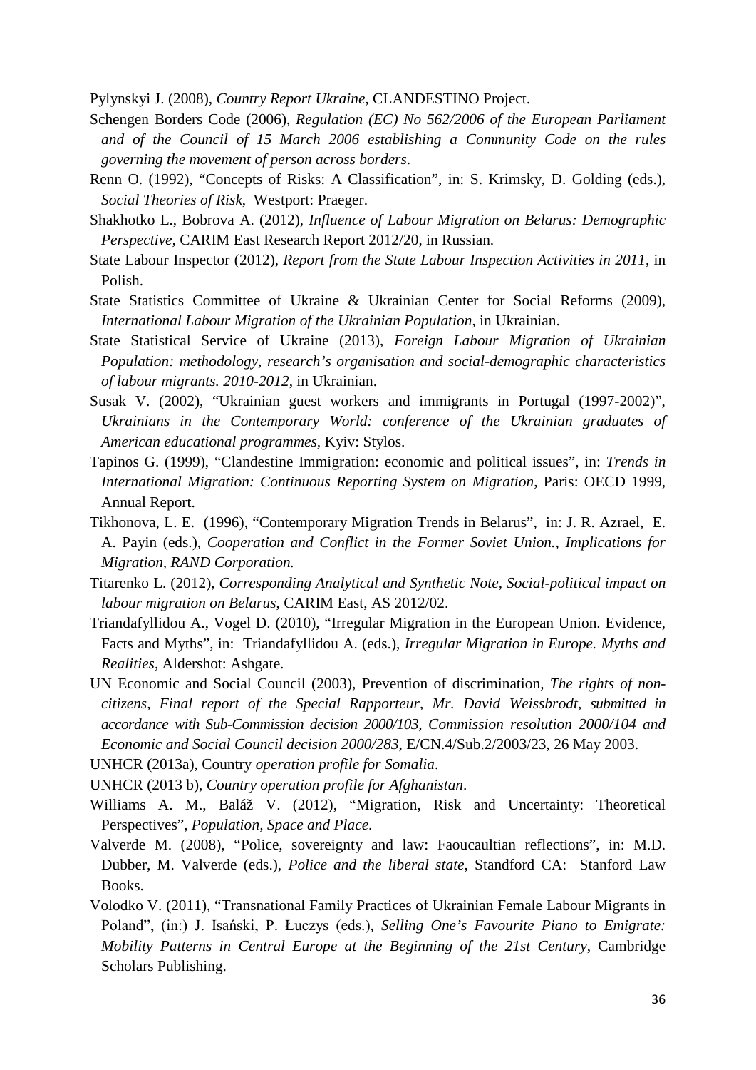Pylynskyi J. (2008), *Country Report Ukraine,* CLANDESTINO Project.

Schengen Borders Code (2006), *Regulation (EC) No 562/2006 of the European Parliament and of the Council of 15 March 2006 establishing a Community Code on the rules governing the movement of person across borders*.

Renn O. (1992), "Concepts of Risks: A Classification", in: S. Krimsky, D. Golding (eds.), *Social Theories of Risk*, Westport: Praeger.

Shakhotko L., Bobrova A. (2012), *Influence of Labour Migration on Belarus: Demographic Perspective,* CARIM East Research Report 2012/20, in Russian.

State Labour Inspector (2012), *Report from the State Labour Inspection Activities in 2011*, in Polish.

State Statistics Committee of Ukraine & Ukrainian Center for Social Reforms (2009), *International Labour Migration of the Ukrainian Population*, in Ukrainian.

State Statistical Service of Ukraine (2013), *Foreign Labour Migration of Ukrainian Population: methodology, research's organisation and social-demographic characteristics of labour migrants. 2010-2012*, in Ukrainian.

Susak V. (2002), "Ukrainian guest workers and immigrants in Portugal (1997-2002)", *Ukrainians in the Contemporary World: conference of the Ukrainian graduates of American educational programmes*, Kyiv: Stylos.

Tapinos G. (1999), "Clandestine Immigration: economic and political issues", in: *Trends in International Migration: Continuous Reporting System on Migration*, Paris: OECD 1999, Annual Report.

Tikhonova, L. E. (1996), "Contemporary Migration Trends in Belarus", in: J. R. Azrael, E. A. Payin (eds.), *Cooperation and Conflict in the Former Soviet Union., Implications for Migration, RAND Corporation.*

Titarenko L. (2012), *Corresponding Analytical and Synthetic Note, Social-political impact on labour migration on Belarus*, CARIM East, AS 2012/02.

Triandafyllidou A., Vogel D. (2010), "Irregular Migration in the European Union. Evidence, Facts and Myths", in: Triandafyllidou A. (eds.), *Irregular Migration in Europe. Myths and Realities*, Aldershot: Ashgate.

UN Economic and Social Council (2003), Prevention of discrimination, *The rights of non-citizens, Final report of the Special Rapporteur, Mr. David Weissbrodt, submitted in accordance with Sub-Commission decision 2000/103, Commission resolution 2000/104 and Economic and Social Council decision 2000/283*, E/CN.4/Sub.2/2003/23, 26 May 2003.

UNHCR (2013a), Country *operation profile for Somalia*.

UNHCR (2013 b), *Country operation profile for Afghanistan*.

Williams A. M., Baláž V. (2012), "Migration, Risk and Uncertainty: Theoretical Perspectives", *Population, Space and Place*.

Valverde M. (2008), "Police, sovereignty and law: Faoucaultian reflections", in: M.D. Dubber, M. Valverde (eds.), *Police and the liberal state*, Standford CA: Stanford Law Books.

Volodko V. (2011), "Transnational Family Practices of Ukrainian Female Labour Migrants in Poland", (in:) J. Isański, P. Łuczys (eds.), *Selling One's Favourite Piano to Emigrate: Mobility Patterns in Central Europe at the Beginning of the 21st Century*, Cambridge Scholars Publishing.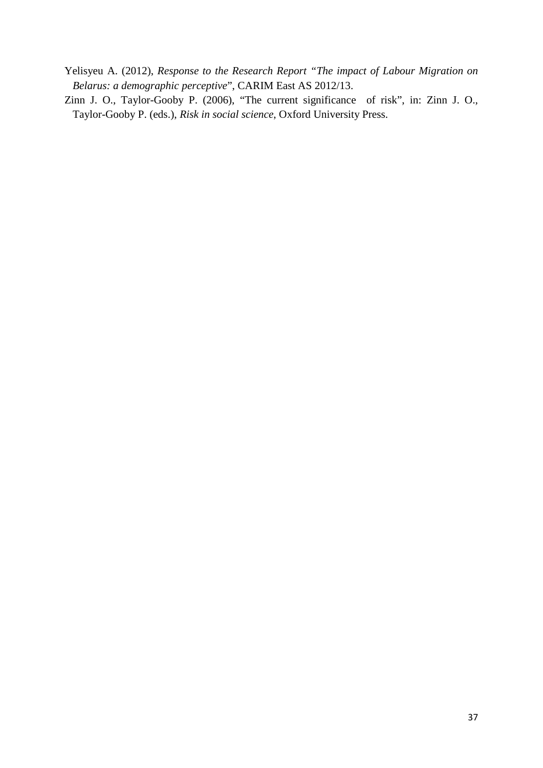Yelisyeu A. (2012), *Response to the Research Report "The impact of Labour Migration on Belarus: a demographic perceptive*", CARIM East AS 2012/13.

Zinn J. O., Taylor-Gooby P. (2006), "The current significance of risk", in: Zinn J. O., Taylor-Gooby P. (eds.), *Risk in social science*, Oxford University Press.